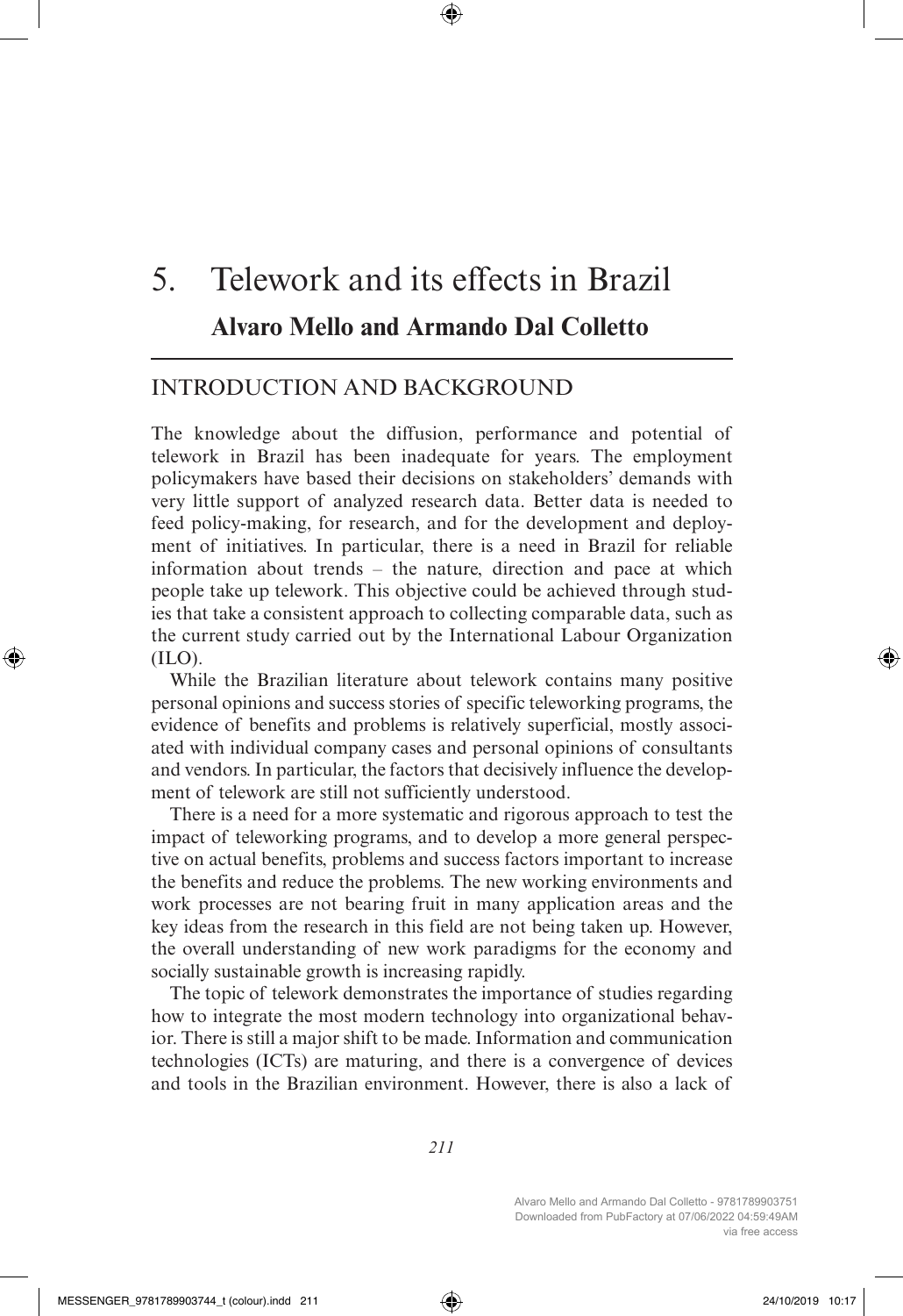# 5. Telework and its effects in Brazil

**Alvaro Mello and Armando Dal Colletto**

## INTRODUCTION AND BACKGROUND

The knowledge about the diffusion, performance and potential of telework in Brazil has been inadequate for years. The employment policymakers have based their decisions on stakeholders' demands with very little support of analyzed research data. Better data is needed to feed policy-making, for research, and for the development and deployment of initiatives. In particular, there is a need in Brazil for reliable information about trends – the nature, direction and pace at which people take up telework. This objective could be achieved through studies that take a consistent approach to collecting comparable data, such as the current study carried out by the International Labour Organization (ILO).

While the Brazilian literature about telework contains many positive personal opinions and success stories of specific teleworking programs, the evidence of benefits and problems is relatively superficial, mostly associated with individual company cases and personal opinions of consultants and vendors. In particular, the factors that decisively influence the development of telework are still not sufficiently understood.

There is a need for a more systematic and rigorous approach to test the impact of teleworking programs, and to develop a more general perspective on actual benefits, problems and success factors important to increase the benefits and reduce the problems. The new working environments and work processes are not bearing fruit in many application areas and the key ideas from the research in this field are not being taken up. However, the overall understanding of new work paradigms for the economy and socially sustainable growth is increasing rapidly.

The topic of telework demonstrates the importance of studies regarding how to integrate the most modern technology into organizational behavior. There is still a major shift to be made. Information and communication technologies (ICTs) are maturing, and there is a convergence of devices and tools in the Brazilian environment. However, there is also a lack of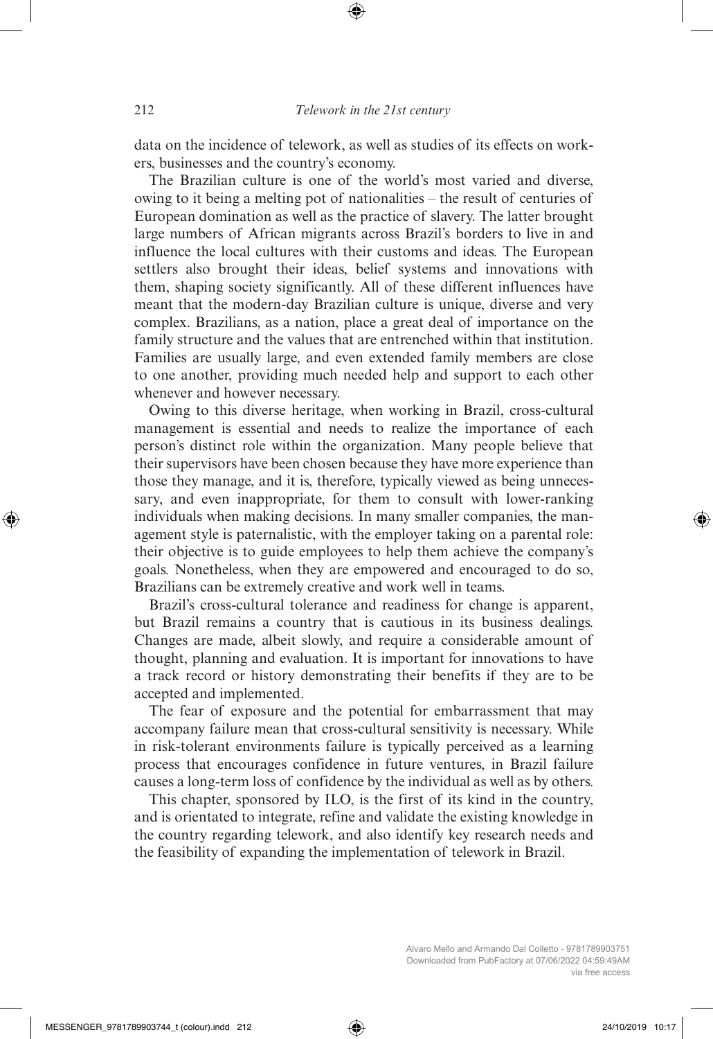data on the incidence of telework, as well as studies of its effects on workers, businesses and the country's economy.

The Brazilian culture is one of the world's most varied and diverse, owing to it being a melting pot of nationalities – the result of centuries of European domination as well as the practice of slavery. The latter brought large numbers of African migrants across Brazil's borders to live in and influence the local cultures with their customs and ideas. The European settlers also brought their ideas, belief systems and innovations with them, shaping society significantly. All of these different influences have meant that the modern-day Brazilian culture is unique, diverse and very complex. Brazilians, as a nation, place a great deal of importance on the family structure and the values that are entrenched within that institution. Families are usually large, and even extended family members are close to one another, providing much needed help and support to each other whenever and however necessary.

Owing to this diverse heritage, when working in Brazil, cross-cultural management is essential and needs to realize the importance of each person's distinct role within the organization. Many people believe that their supervisors have been chosen because they have more experience than those they manage, and it is, therefore, typically viewed as being unnecessary, and even inappropriate, for them to consult with lower-ranking individuals when making decisions. In many smaller companies, the management style is paternalistic, with the employer taking on a parental role: their objective is to guide employees to help them achieve the company's goals. Nonetheless, when they are empowered and encouraged to do so, Brazilians can be extremely creative and work well in teams.

Brazil's cross-cultural tolerance and readiness for change is apparent, but Brazil remains a country that is cautious in its business dealings. Changes are made, albeit slowly, and require a considerable amount of thought, planning and evaluation. It is important for innovations to have a track record or history demonstrating their benefits if they are to be accepted and implemented.

The fear of exposure and the potential for embarrassment that may accompany failure mean that cross-cultural sensitivity is necessary. While in risk-tolerant environments failure is typically perceived as a learning process that encourages confidence in future ventures, in Brazil failure causes a long-term loss of confidence by the individual as well as by others.

This chapter, sponsored by ILO, is the first of its kind in the country, and is orientated to integrate, refine and validate the existing knowledge in the country regarding telework, and also identify key research needs and the feasibility of expanding the implementation of telework in Brazil.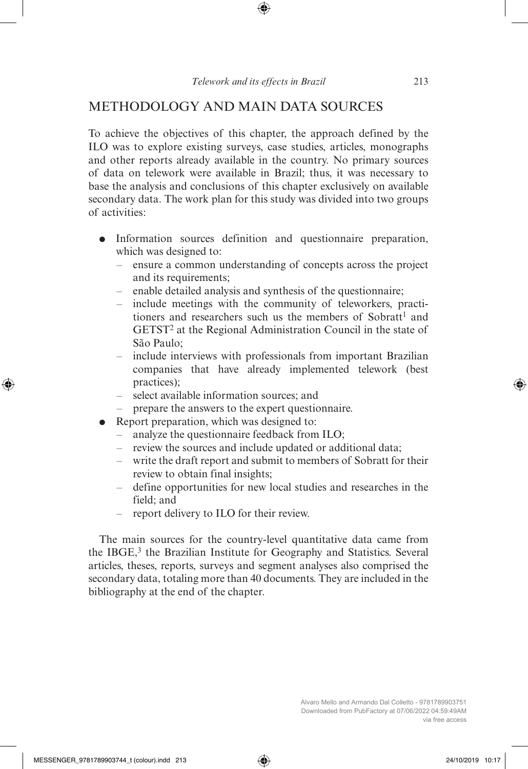## METHODOLOGY AND MAIN DATA SOURCES

To achieve the objectives of this chapter, the approach defined by the ILO was to explore existing surveys, case studies, articles, monographs and other reports already available in the country. No primary sources of data on telework were available in Brazil; thus, it was necessary to base the analysis and conclusions of this chapter exclusively on available secondary data. The work plan for this study was divided into two groups of activities:

- Information sources definition and questionnaire preparation, which was designed to:
  - ensure a common understanding of concepts across the project and its requirements;
  - enable detailed analysis and synthesis of the questionnaire;
  - include meetings with the community of teleworkers, practitioners and researchers such us the members of Sobratt[1] and GETST[2] at the Regional Administration Council in the state of São Paulo;
  - include interviews with professionals from important Brazilian companies that have already implemented telework (best practices);
  - select available information sources; and
  - prepare the answers to the expert questionnaire.
- Report preparation, which was designed to:
  - analyze the questionnaire feedback from ILO;
  - review the sources and include updated or additional data;
  - write the draft report and submit to members of Sobratt for their review to obtain final insights;
  - define opportunities for new local studies and researches in the field; and
  - report delivery to ILO for their review.

The main sources for the country-level quantitative data came from the IBGE,[3] the Brazilian Institute for Geography and Statistics. Several articles, theses, reports, surveys and segment analyses also comprised the secondary data, totaling more than 40 documents. They are included in the bibliography at the end of the chapter.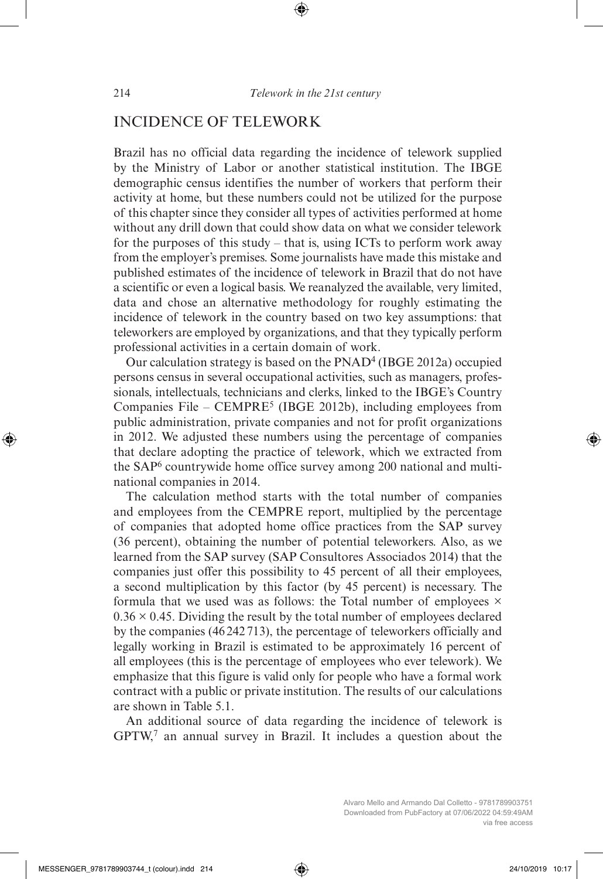## INCIDENCE OF TELEWORK

Brazil has no official data regarding the incidence of telework supplied by the Ministry of Labor or another statistical institution. The IBGE demographic census identifies the number of workers that perform their activity at home, but these numbers could not be utilized for the purpose of this chapter since they consider all types of activities performed at home without any drill down that could show data on what we consider telework for the purposes of this study – that is, using ICTs to perform work away from the employer's premises. Some journalists have made this mistake and published estimates of the incidence of telework in Brazil that do not have a scientific or even a logical basis. We reanalyzed the available, very limited, data and chose an alternative methodology for roughly estimating the incidence of telework in the country based on two key assumptions: that teleworkers are employed by organizations, and that they typically perform professional activities in a certain domain of work.

Our calculation strategy is based on the PNAD[4] (IBGE 2012a) occupied persons census in several occupational activities, such as managers, professionals, intellectuals, technicians and clerks, linked to the IBGE's Country Companies File – CEMPRE[5] (IBGE 2012b), including employees from public administration, private companies and not for profit organizations in 2012. We adjusted these numbers using the percentage of companies that declare adopting the practice of telework, which we extracted from the SAP[6] countrywide home office survey among 200 national and multinational companies in 2014.

The calculation method starts with the total number of companies and employees from the CEMPRE report, multiplied by the percentage of companies that adopted home office practices from the SAP survey (36 percent), obtaining the number of potential teleworkers. Also, as we learned from the SAP survey (SAP Consultores Associados 2014) that the companies just offer this possibility to 45 percent of all their employees, a second multiplication by this factor (by 45 percent) is necessary. The formula that we used was as follows: the Total number of employees $\times$ $0.36 \times 0.45$. Dividing the result by the total number of employees declared by the companies (46 242 713), the percentage of teleworkers officially and legally working in Brazil is estimated to be approximately 16 percent of all employees (this is the percentage of employees who ever telework). We emphasize that this figure is valid only for people who have a formal work contract with a public or private institution. The results of our calculations are shown in Table 5.1.

An additional source of data regarding the incidence of telework is GPTW,[7] an annual survey in Brazil. It includes a question about the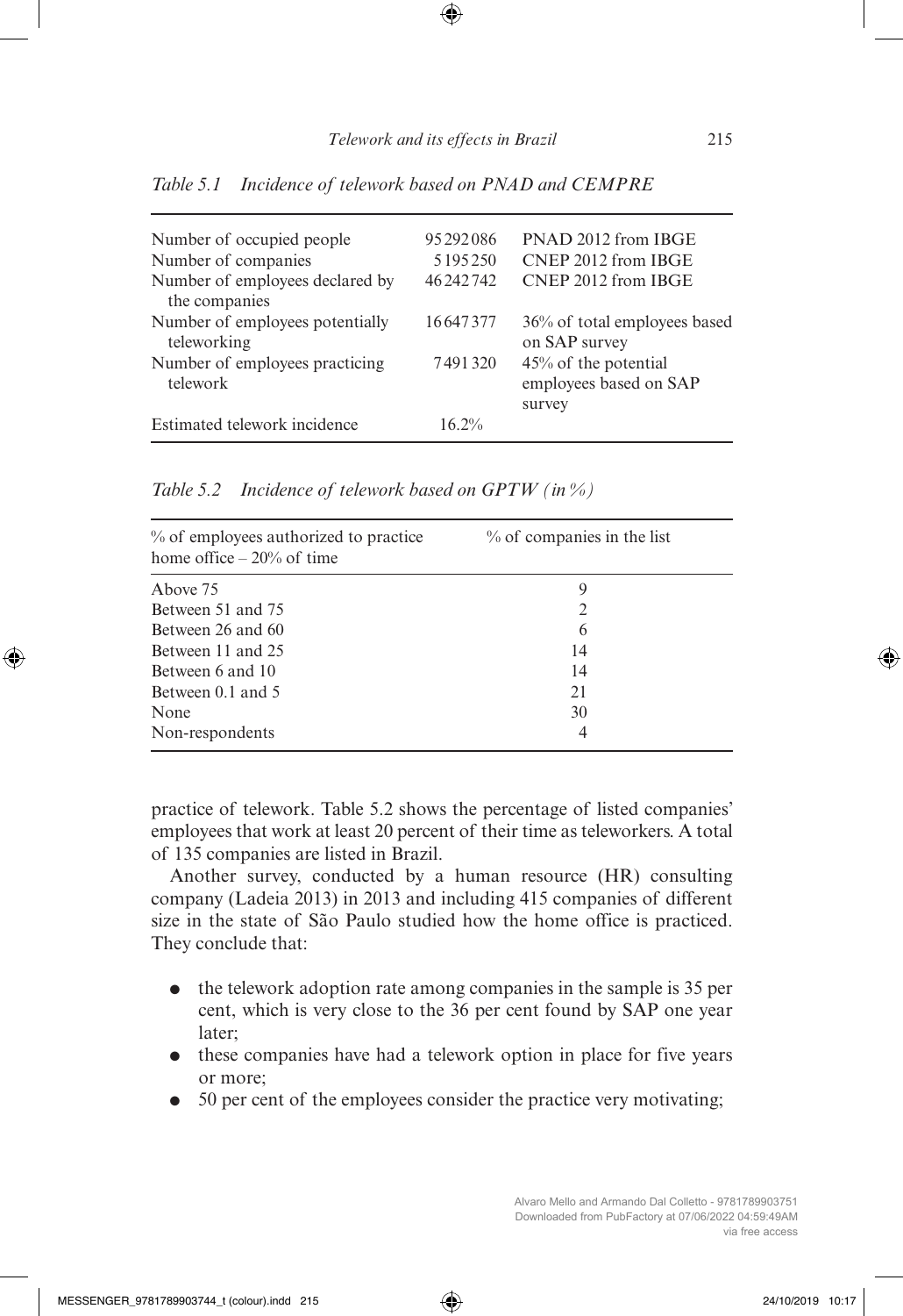*Table 5.1 Incidence of telework based on PNAD and CEMPRE*

| | | |
|---|---|---|
| Number of occupied people | 95 292 086 | PNAD 2012 from IBGE |
| Number of companies | 5 195 250 | CNEP 2012 from IBGE |
| Number of employees declared by the companies | 46 242 742 | CNEP 2012 from IBGE |
| Number of employees potentially teleworking | 16 647 377 | 36% of total employees based on SAP survey |
| Number of employees practicing telework | 7 491 320 | 45% of the potential employees based on SAP survey |
| Estimated telework incidence | 16.2% | |

*Table 5.2 Incidence of telework based on GPTW (in %)*

| % of employees authorized to practice home office – 20% of time | % of companies in the list |
|---|---|
| Above 75 | 9 |
| Between 51 and 75 | 2 |
| Between 26 and 60 | 6 |
| Between 11 and 25 | 14 |
| Between 6 and 10 | 14 |
| Between 0.1 and 5 | 21 |
| None | 30 |
| Non-respondents | 4 |

practice of telework. Table 5.2 shows the percentage of listed companies' employees that work at least 20 percent of their time as teleworkers. A total of 135 companies are listed in Brazil.

Another survey, conducted by a human resource (HR) consulting company (Ladeia 2013) in 2013 and including 415 companies of different size in the state of São Paulo studied how the home office is practiced. They conclude that:

- the telework adoption rate among companies in the sample is 35 per cent, which is very close to the 36 per cent found by SAP one year later;
- these companies have had a telework option in place for five years or more;
- 50 per cent of the employees consider the practice very motivating;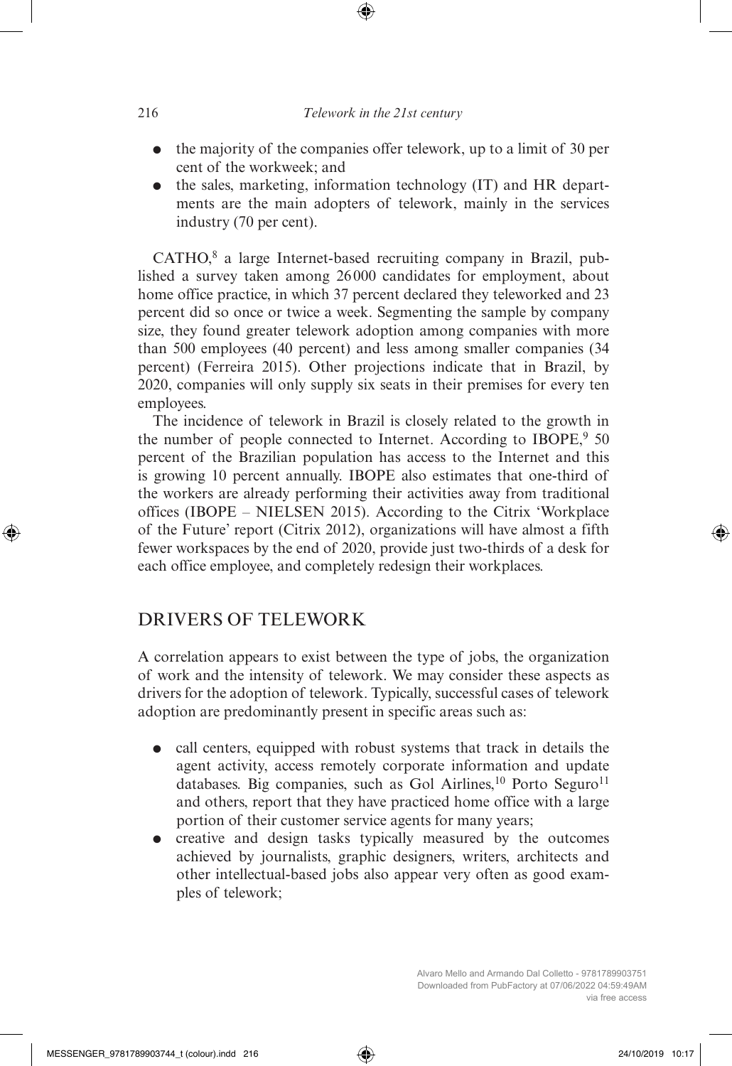- the majority of the companies offer telework, up to a limit of 30 per cent of the workweek; and
- the sales, marketing, information technology (IT) and HR departments are the main adopters of telework, mainly in the services industry (70 per cent).

CATHO,[8] a large Internet-based recruiting company in Brazil, published a survey taken among 26000 candidates for employment, about home office practice, in which 37 percent declared they teleworked and 23 percent did so once or twice a week. Segmenting the sample by company size, they found greater telework adoption among companies with more than 500 employees (40 percent) and less among smaller companies (34 percent) (Ferreira 2015). Other projections indicate that in Brazil, by 2020, companies will only supply six seats in their premises for every ten employees.

The incidence of telework in Brazil is closely related to the growth in the number of people connected to Internet. According to IBOPE,[9] 50 percent of the Brazilian population has access to the Internet and this is growing 10 percent annually. IBOPE also estimates that one-third of the workers are already performing their activities away from traditional offices (IBOPE – NIELSEN 2015). According to the Citrix 'Workplace of the Future' report (Citrix 2012), organizations will have almost a fifth fewer workspaces by the end of 2020, provide just two-thirds of a desk for each office employee, and completely redesign their workplaces.

## DRIVERS OF TELEWORK

A correlation appears to exist between the type of jobs, the organization of work and the intensity of telework. We may consider these aspects as drivers for the adoption of telework. Typically, successful cases of telework adoption are predominantly present in specific areas such as:

- call centers, equipped with robust systems that track in details the agent activity, access remotely corporate information and update databases. Big companies, such as Gol Airlines,[10] Porto Seguro[11] and others, report that they have practiced home office with a large portion of their customer service agents for many years;
- creative and design tasks typically measured by the outcomes achieved by journalists, graphic designers, writers, architects and other intellectual-based jobs also appear very often as good examples of telework;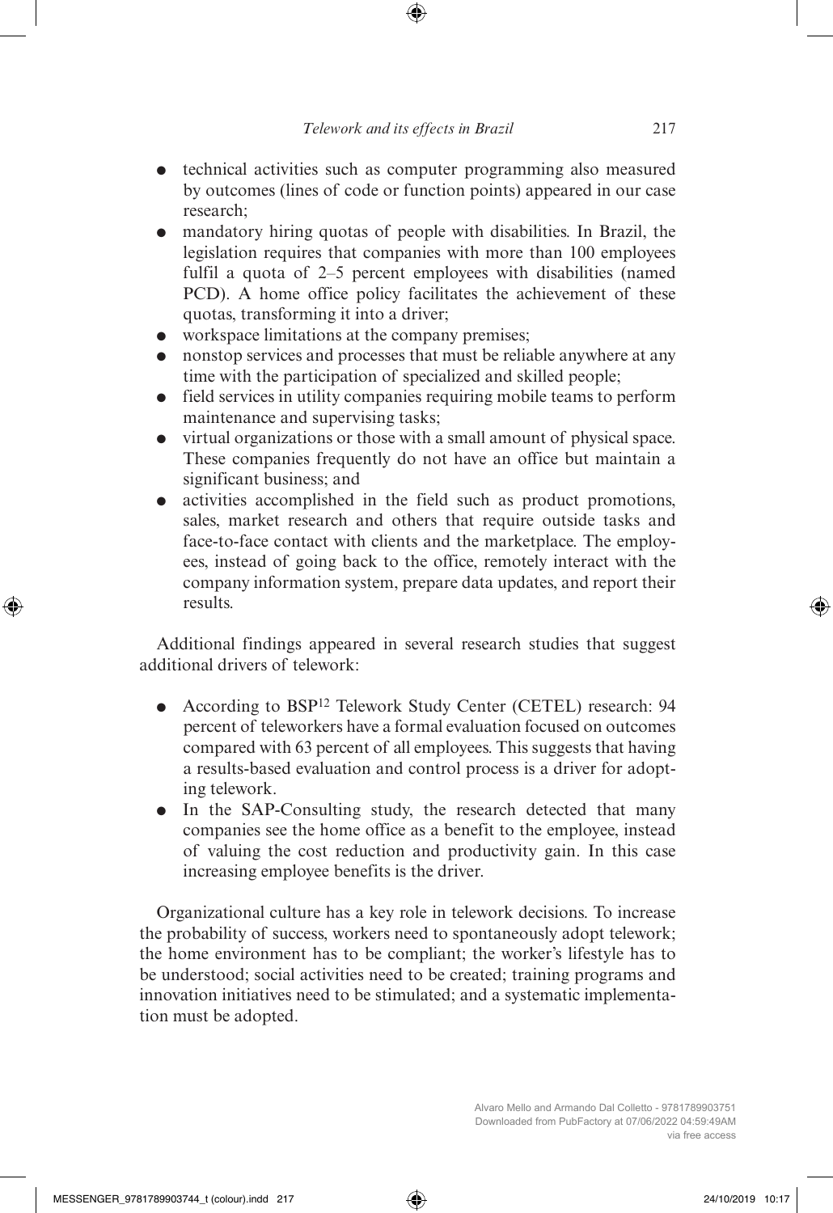- technical activities such as computer programming also measured by outcomes (lines of code or function points) appeared in our case research;
- mandatory hiring quotas of people with disabilities. In Brazil, the legislation requires that companies with more than 100 employees fulfil a quota of 2–5 percent employees with disabilities (named PCD). A home office policy facilitates the achievement of these quotas, transforming it into a driver;
- workspace limitations at the company premises;
- nonstop services and processes that must be reliable anywhere at any time with the participation of specialized and skilled people;
- field services in utility companies requiring mobile teams to perform maintenance and supervising tasks;
- virtual organizations or those with a small amount of physical space. These companies frequently do not have an office but maintain a significant business; and
- activities accomplished in the field such as product promotions, sales, market research and others that require outside tasks and face-to-face contact with clients and the marketplace. The employees, instead of going back to the office, remotely interact with the company information system, prepare data updates, and report their results.

Additional findings appeared in several research studies that suggest additional drivers of telework:

- According to BSP[12] Telework Study Center (CETEL) research: 94 percent of teleworkers have a formal evaluation focused on outcomes compared with 63 percent of all employees. This suggests that having a results-based evaluation and control process is a driver for adopting telework.
- In the SAP-Consulting study, the research detected that many companies see the home office as a benefit to the employee, instead of valuing the cost reduction and productivity gain. In this case increasing employee benefits is the driver.

Organizational culture has a key role in telework decisions. To increase the probability of success, workers need to spontaneously adopt telework; the home environment has to be compliant; the worker's lifestyle has to be understood; social activities need to be created; training programs and innovation initiatives need to be stimulated; and a systematic implementation must be adopted.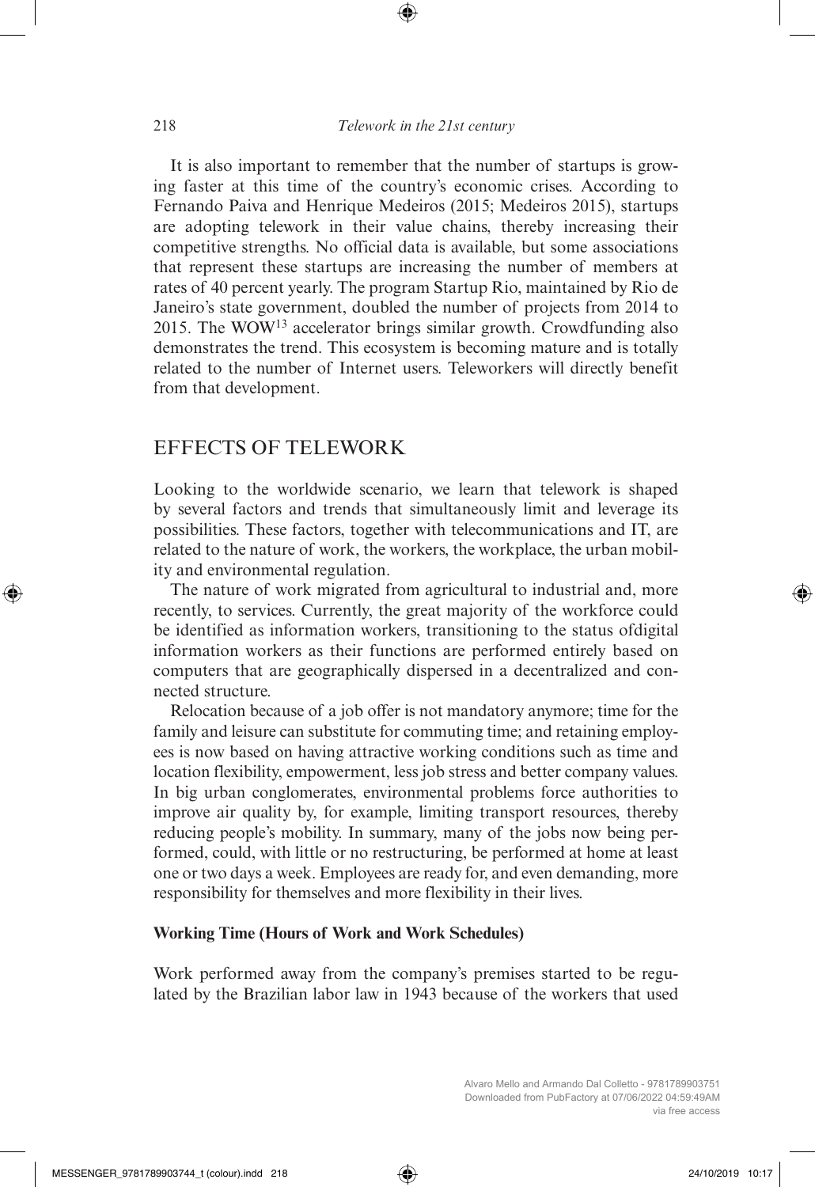It is also important to remember that the number of startups is growing faster at this time of the country's economic crises. According to Fernando Paiva and Henrique Medeiros (2015; Medeiros 2015), startups are adopting telework in their value chains, thereby increasing their competitive strengths. No official data is available, but some associations that represent these startups are increasing the number of members at rates of 40 percent yearly. The program Startup Rio, maintained by Rio de Janeiro's state government, doubled the number of projects from 2014 to 2015. The WOW[13] accelerator brings similar growth. Crowdfunding also demonstrates the trend. This ecosystem is becoming mature and is totally related to the number of Internet users. Teleworkers will directly benefit from that development.

## EFFECTS OF TELEWORK

Looking to the worldwide scenario, we learn that telework is shaped by several factors and trends that simultaneously limit and leverage its possibilities. These factors, together with telecommunications and IT, are related to the nature of work, the workers, the workplace, the urban mobility and environmental regulation.

The nature of work migrated from agricultural to industrial and, more recently, to services. Currently, the great majority of the workforce could be identified as information workers, transitioning to the status ofdigital information workers as their functions are performed entirely based on computers that are geographically dispersed in a decentralized and connected structure.

Relocation because of a job offer is not mandatory anymore; time for the family and leisure can substitute for commuting time; and retaining employees is now based on having attractive working conditions such as time and location flexibility, empowerment, less job stress and better company values. In big urban conglomerates, environmental problems force authorities to improve air quality by, for example, limiting transport resources, thereby reducing people's mobility. In summary, many of the jobs now being performed, could, with little or no restructuring, be performed at home at least one or two days a week. Employees are ready for, and even demanding, more responsibility for themselves and more flexibility in their lives.

### Working Time (Hours of Work and Work Schedules)

Work performed away from the company's premises started to be regulated by the Brazilian labor law in 1943 because of the workers that used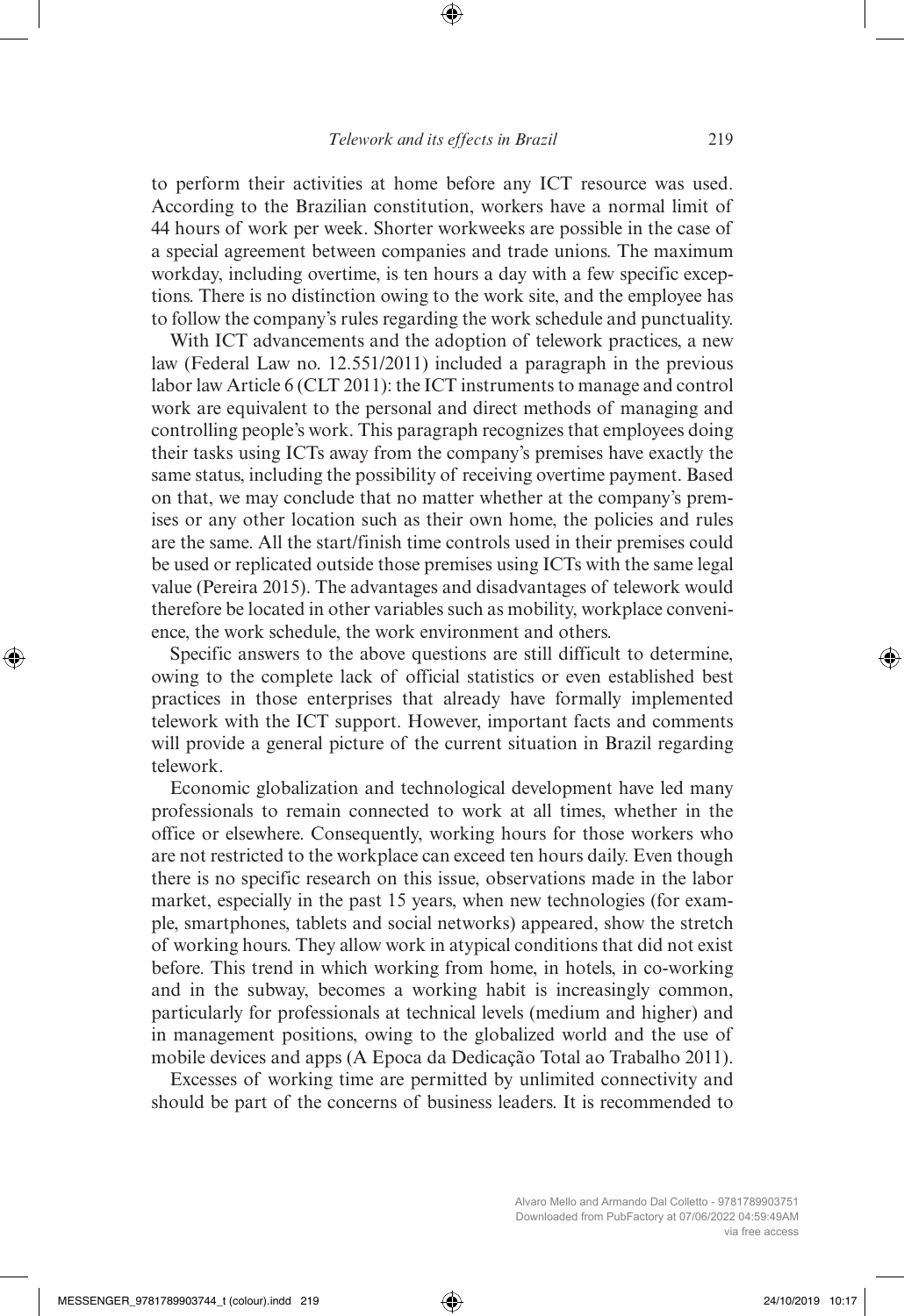to perform their activities at home before any ICT resource was used. According to the Brazilian constitution, workers have a normal limit of 44 hours of work per week. Shorter workweeks are possible in the case of a special agreement between companies and trade unions. The maximum workday, including overtime, is ten hours a day with a few specific exceptions. There is no distinction owing to the work site, and the employee has to follow the company's rules regarding the work schedule and punctuality.

With ICT advancements and the adoption of telework practices, a new law (Federal Law no. 12.551/2011) included a paragraph in the previous labor law Article 6 (CLT 2011): the ICT instruments to manage and control work are equivalent to the personal and direct methods of managing and controlling people's work. This paragraph recognizes that employees doing their tasks using ICTs away from the company's premises have exactly the same status, including the possibility of receiving overtime payment. Based on that, we may conclude that no matter whether at the company's premises or any other location such as their own home, the policies and rules are the same. All the start/finish time controls used in their premises could be used or replicated outside those premises using ICTs with the same legal value (Pereira 2015). The advantages and disadvantages of telework would therefore be located in other variables such as mobility, workplace convenience, the work schedule, the work environment and others.

Specific answers to the above questions are still difficult to determine, owing to the complete lack of official statistics or even established best practices in those enterprises that already have formally implemented telework with the ICT support. However, important facts and comments will provide a general picture of the current situation in Brazil regarding telework.

Economic globalization and technological development have led many professionals to remain connected to work at all times, whether in the office or elsewhere. Consequently, working hours for those workers who are not restricted to the workplace can exceed ten hours daily. Even though there is no specific research on this issue, observations made in the labor market, especially in the past 15 years, when new technologies (for example, smartphones, tablets and social networks) appeared, show the stretch of working hours. They allow work in atypical conditions that did not exist before. This trend in which working from home, in hotels, in co-working and in the subway, becomes a working habit is increasingly common, particularly for professionals at technical levels (medium and higher) and in management positions, owing to the globalized world and the use of mobile devices and apps (A Epoca da Dedicação Total ao Trabalho 2011).

Excesses of working time are permitted by unlimited connectivity and should be part of the concerns of business leaders. It is recommended to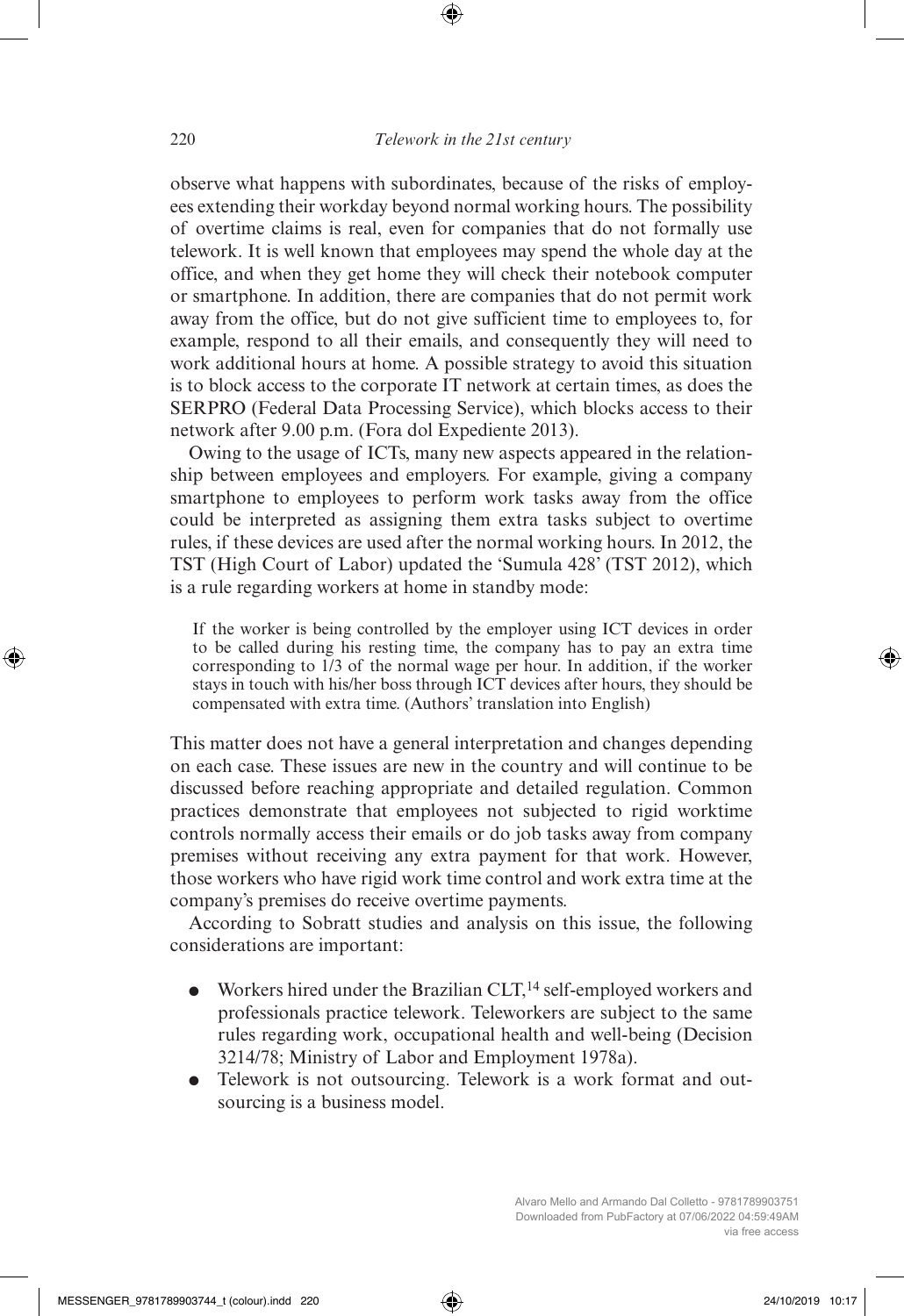observe what happens with subordinates, because of the risks of employees extending their workday beyond normal working hours. The possibility of overtime claims is real, even for companies that do not formally use telework. It is well known that employees may spend the whole day at the office, and when they get home they will check their notebook computer or smartphone. In addition, there are companies that do not permit work away from the office, but do not give sufficient time to employees to, for example, respond to all their emails, and consequently they will need to work additional hours at home. A possible strategy to avoid this situation is to block access to the corporate IT network at certain times, as does the SERPRO (Federal Data Processing Service), which blocks access to their network after 9.00 p.m. (Fora dol Expediente 2013).

Owing to the usage of ICTs, many new aspects appeared in the relationship between employees and employers. For example, giving a company smartphone to employees to perform work tasks away from the office could be interpreted as assigning them extra tasks subject to overtime rules, if these devices are used after the normal working hours. In 2012, the TST (High Court of Labor) updated the 'Sumula 428' (TST 2012), which is a rule regarding workers at home in standby mode:

> If the worker is being controlled by the employer using ICT devices in order to be called during his resting time, the company has to pay an extra time corresponding to 1/3 of the normal wage per hour. In addition, if the worker stays in touch with his/her boss through ICT devices after hours, they should be compensated with extra time. (Authors' translation into English)

This matter does not have a general interpretation and changes depending on each case. These issues are new in the country and will continue to be discussed before reaching appropriate and detailed regulation. Common practices demonstrate that employees not subjected to rigid worktime controls normally access their emails or do job tasks away from company premises without receiving any extra payment for that work. However, those workers who have rigid work time control and work extra time at the company's premises do receive overtime payments.

According to Sobratt studies and analysis on this issue, the following considerations are important:

- Workers hired under the Brazilian CLT,[14] self-employed workers and professionals practice telework. Teleworkers are subject to the same rules regarding work, occupational health and well-being (Decision 3214/78; Ministry of Labor and Employment 1978a).
- Telework is not outsourcing. Telework is a work format and outsourcing is a business model.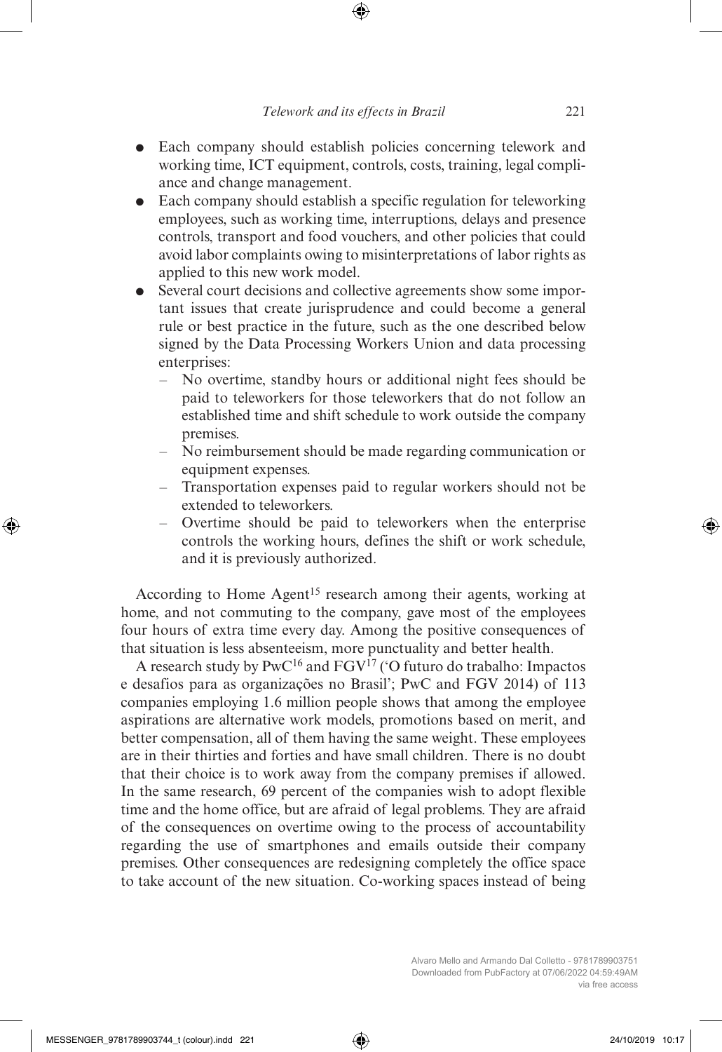- Each company should establish policies concerning telework and working time, ICT equipment, controls, costs, training, legal compliance and change management.
- Each company should establish a specific regulation for teleworking employees, such as working time, interruptions, delays and presence controls, transport and food vouchers, and other policies that could avoid labor complaints owing to misinterpretations of labor rights as applied to this new work model.
- Several court decisions and collective agreements show some important issues that create jurisprudence and could become a general rule or best practice in the future, such as the one described below signed by the Data Processing Workers Union and data processing enterprises:
  - No overtime, standby hours or additional night fees should be paid to teleworkers for those teleworkers that do not follow an established time and shift schedule to work outside the company premises.
  - No reimbursement should be made regarding communication or equipment expenses.
  - Transportation expenses paid to regular workers should not be extended to teleworkers.
  - Overtime should be paid to teleworkers when the enterprise controls the working hours, defines the shift or work schedule, and it is previously authorized.

According to Home Agent[15] research among their agents, working at home, and not commuting to the company, gave most of the employees four hours of extra time every day. Among the positive consequences of that situation is less absenteeism, more punctuality and better health.

A research study by PwC[16] and FGV[17] ('O futuro do trabalho: Impactos e desafios para as organizações no Brasil'; PwC and FGV 2014) of 113 companies employing 1.6 million people shows that among the employee aspirations are alternative work models, promotions based on merit, and better compensation, all of them having the same weight. These employees are in their thirties and forties and have small children. There is no doubt that their choice is to work away from the company premises if allowed. In the same research, 69 percent of the companies wish to adopt flexible time and the home office, but are afraid of legal problems. They are afraid of the consequences on overtime owing to the process of accountability regarding the use of smartphones and emails outside their company premises. Other consequences are redesigning completely the office space to take account of the new situation. Co-working spaces instead of being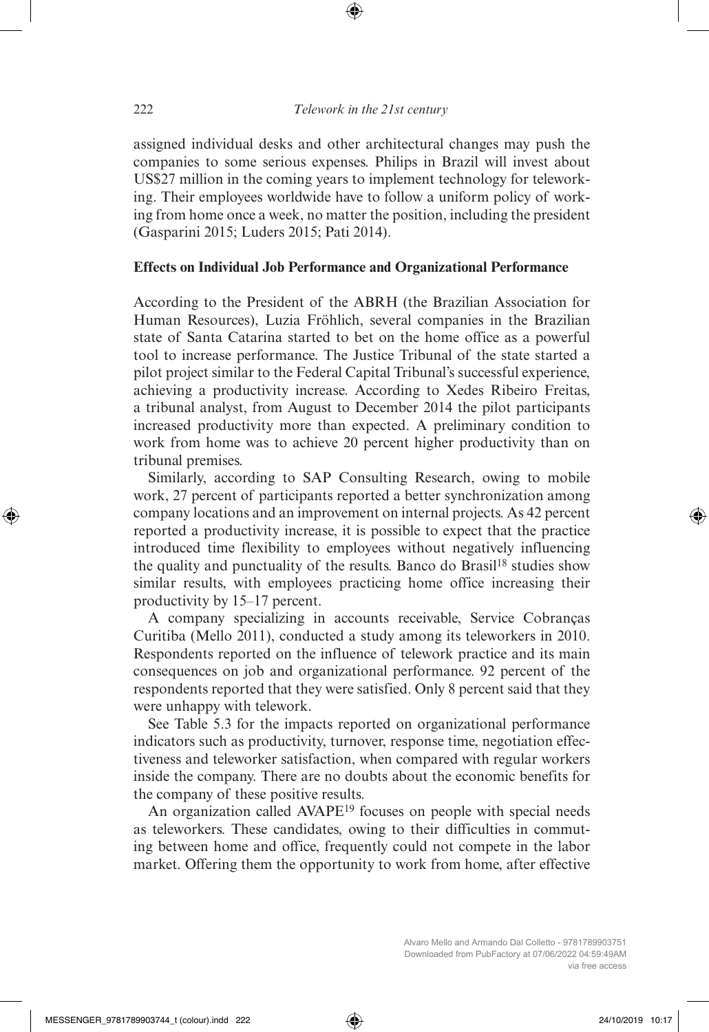assigned individual desks and other architectural changes may push the companies to some serious expenses. Philips in Brazil will invest about US$27 million in the coming years to implement technology for teleworking. Their employees worldwide have to follow a uniform policy of working from home once a week, no matter the position, including the president (Gasparini 2015; Luders 2015; Pati 2014).

### Effects on Individual Job Performance and Organizational Performance

According to the President of the ABRH (the Brazilian Association for Human Resources), Luzia Fröhlich, several companies in the Brazilian state of Santa Catarina started to bet on the home office as a powerful tool to increase performance. The Justice Tribunal of the state started a pilot project similar to the Federal Capital Tribunal's successful experience, achieving a productivity increase. According to Xedes Ribeiro Freitas, a tribunal analyst, from August to December 2014 the pilot participants increased productivity more than expected. A preliminary condition to work from home was to achieve 20 percent higher productivity than on tribunal premises.

Similarly, according to SAP Consulting Research, owing to mobile work, 27 percent of participants reported a better synchronization among company locations and an improvement on internal projects. As 42 percent reported a productivity increase, it is possible to expect that the practice introduced time flexibility to employees without negatively influencing the quality and punctuality of the results. Banco do Brasil[18] studies show similar results, with employees practicing home office increasing their productivity by 15–17 percent.

A company specializing in accounts receivable, Service Cobranças Curitiba (Mello 2011), conducted a study among its teleworkers in 2010. Respondents reported on the influence of telework practice and its main consequences on job and organizational performance. 92 percent of the respondents reported that they were satisfied. Only 8 percent said that they were unhappy with telework.

See Table 5.3 for the impacts reported on organizational performance indicators such as productivity, turnover, response time, negotiation effectiveness and teleworker satisfaction, when compared with regular workers inside the company. There are no doubts about the economic benefits for the company of these positive results.

An organization called AVAPE[19] focuses on people with special needs as teleworkers. These candidates, owing to their difficulties in commuting between home and office, frequently could not compete in the labor market. Offering them the opportunity to work from home, after effective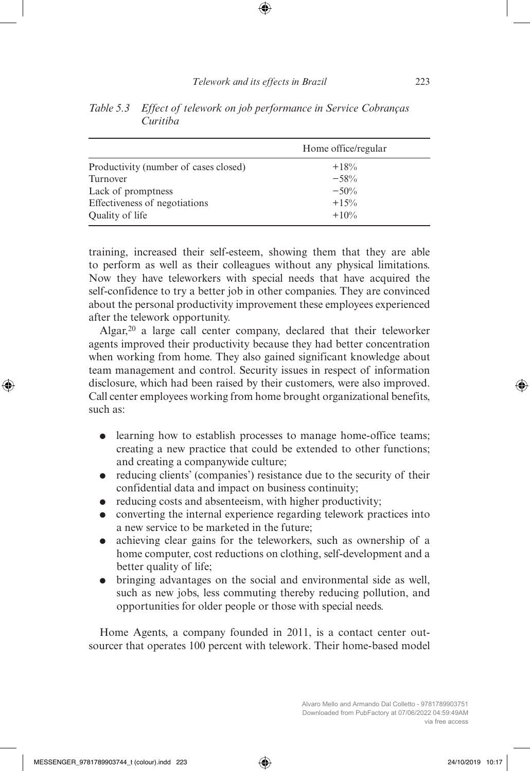*Table 5.3 Effect of telework on job performance in Service Cobranças Curitiba*

| | Home office/regular |
|---|---|
| Productivity (number of cases closed) | +18% |
| Turnover | −58% |
| Lack of promptness | −50% |
| Effectiveness of negotiations | +15% |
| Quality of life | +10% |

training, increased their self-esteem, showing them that they are able to perform as well as their colleagues without any physical limitations. Now they have teleworkers with special needs that have acquired the self-confidence to try a better job in other companies. They are convinced about the personal productivity improvement these employees experienced after the telework opportunity.

Algar,[20] a large call center company, declared that their teleworker agents improved their productivity because they had better concentration when working from home. They also gained significant knowledge about team management and control. Security issues in respect of information disclosure, which had been raised by their customers, were also improved. Call center employees working from home brought organizational benefits, such as:

- learning how to establish processes to manage home-office teams; creating a new practice that could be extended to other functions; and creating a companywide culture;
- reducing clients' (companies') resistance due to the security of their confidential data and impact on business continuity;
- reducing costs and absenteeism, with higher productivity;
- converting the internal experience regarding telework practices into a new service to be marketed in the future;
- achieving clear gains for the teleworkers, such as ownership of a home computer, cost reductions on clothing, self-development and a better quality of life;
- bringing advantages on the social and environmental side as well, such as new jobs, less commuting thereby reducing pollution, and opportunities for older people or those with special needs.

Home Agents, a company founded in 2011, is a contact center outsourcer that operates 100 percent with telework. Their home-based model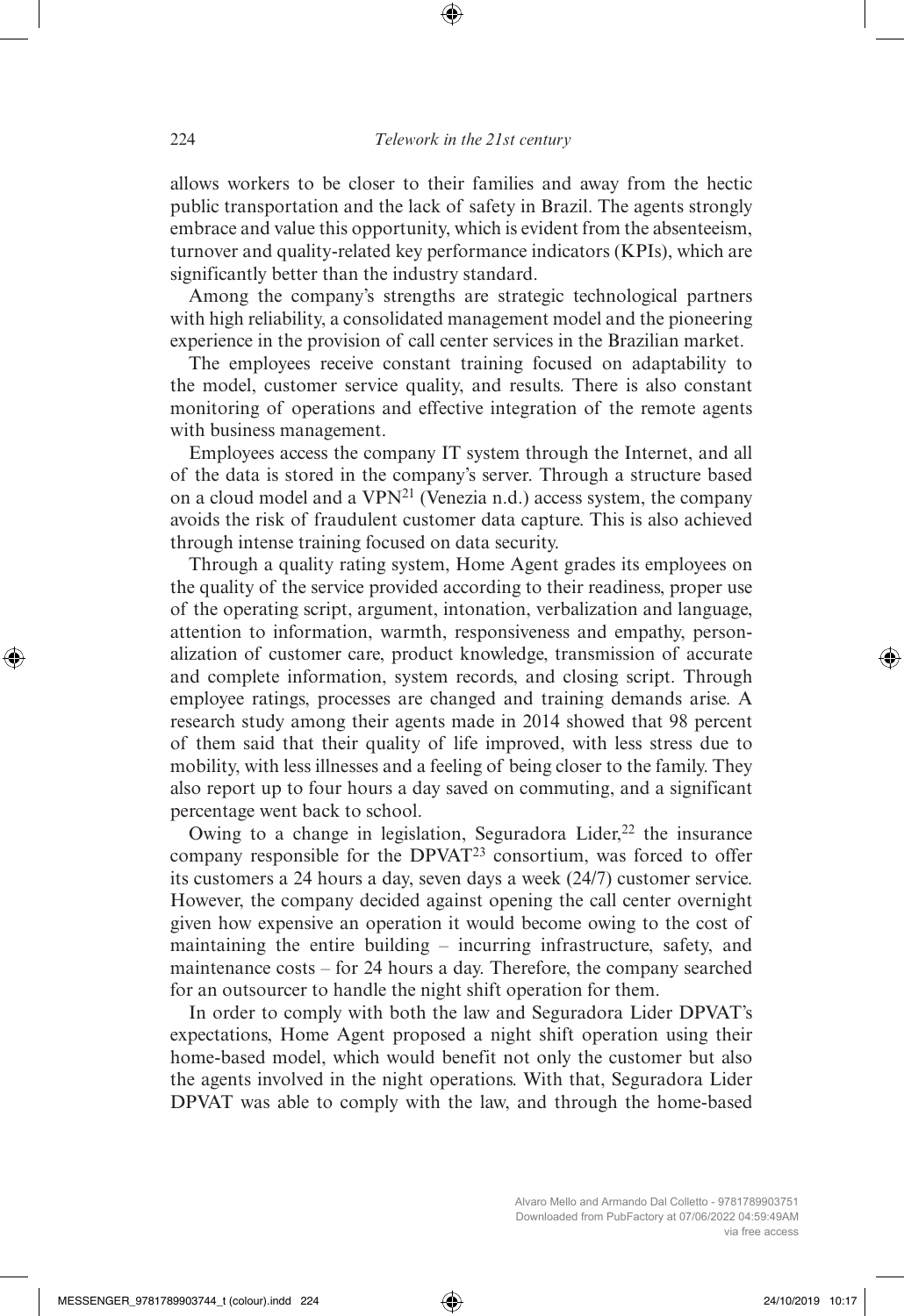allows workers to be closer to their families and away from the hectic public transportation and the lack of safety in Brazil. The agents strongly embrace and value this opportunity, which is evident from the absenteeism, turnover and quality-related key performance indicators (KPIs), which are significantly better than the industry standard.

Among the company's strengths are strategic technological partners with high reliability, a consolidated management model and the pioneering experience in the provision of call center services in the Brazilian market.

The employees receive constant training focused on adaptability to the model, customer service quality, and results. There is also constant monitoring of operations and effective integration of the remote agents with business management.

Employees access the company IT system through the Internet, and all of the data is stored in the company's server. Through a structure based on a cloud model and a VPN[21] (Venezia n.d.) access system, the company avoids the risk of fraudulent customer data capture. This is also achieved through intense training focused on data security.

Through a quality rating system, Home Agent grades its employees on the quality of the service provided according to their readiness, proper use of the operating script, argument, intonation, verbalization and language, attention to information, warmth, responsiveness and empathy, personalization of customer care, product knowledge, transmission of accurate and complete information, system records, and closing script. Through employee ratings, processes are changed and training demands arise. A research study among their agents made in 2014 showed that 98 percent of them said that their quality of life improved, with less stress due to mobility, with less illnesses and a feeling of being closer to the family. They also report up to four hours a day saved on commuting, and a significant percentage went back to school.

Owing to a change in legislation, Seguradora Lider,[22] the insurance company responsible for the DPVAT[23] consortium, was forced to offer its customers a 24 hours a day, seven days a week (24/7) customer service. However, the company decided against opening the call center overnight given how expensive an operation it would become owing to the cost of maintaining the entire building – incurring infrastructure, safety, and maintenance costs – for 24 hours a day. Therefore, the company searched for an outsourcer to handle the night shift operation for them.

In order to comply with both the law and Seguradora Lider DPVAT's expectations, Home Agent proposed a night shift operation using their home-based model, which would benefit not only the customer but also the agents involved in the night operations. With that, Seguradora Lider DPVAT was able to comply with the law, and through the home-based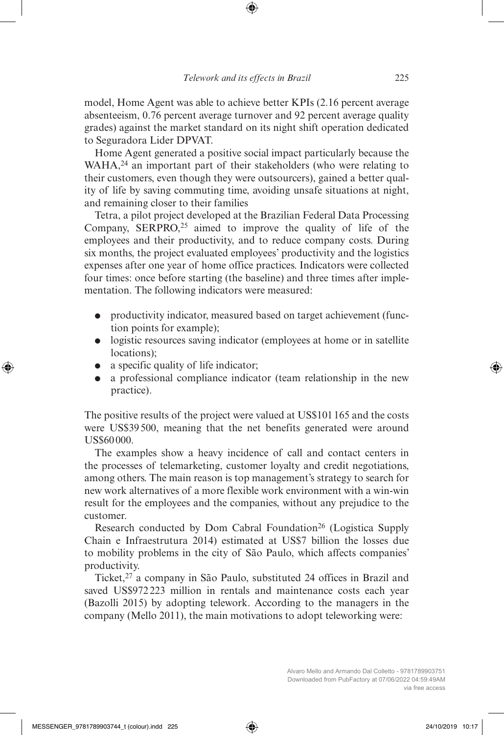model, Home Agent was able to achieve better KPIs (2.16 percent average absenteeism, 0.76 percent average turnover and 92 percent average quality grades) against the market standard on its night shift operation dedicated to Seguradora Lider DPVAT.

Home Agent generated a positive social impact particularly because the WAHA,[24] an important part of their stakeholders (who were relating to their customers, even though they were outsourcers), gained a better quality of life by saving commuting time, avoiding unsafe situations at night, and remaining closer to their families

Tetra, a pilot project developed at the Brazilian Federal Data Processing Company, SERPRO,[25] aimed to improve the quality of life of the employees and their productivity, and to reduce company costs. During six months, the project evaluated employees' productivity and the logistics expenses after one year of home office practices. Indicators were collected four times: once before starting (the baseline) and three times after implementation. The following indicators were measured:

- productivity indicator, measured based on target achievement (function points for example);
- logistic resources saving indicator (employees at home or in satellite locations);
- a specific quality of life indicator;
- a professional compliance indicator (team relationship in the new practice).

The positive results of the project were valued at US$101 165 and the costs were US$39 500, meaning that the net benefits generated were around US$60 000.

The examples show a heavy incidence of call and contact centers in the processes of telemarketing, customer loyalty and credit negotiations, among others. The main reason is top management's strategy to search for new work alternatives of a more flexible work environment with a win-win result for the employees and the companies, without any prejudice to the customer.

Research conducted by Dom Cabral Foundation[26] (Logistica Supply Chain e Infraestrutura 2014) estimated at US$7 billion the losses due to mobility problems in the city of São Paulo, which affects companies' productivity.

Ticket,[27] a company in São Paulo, substituted 24 offices in Brazil and saved US$972 223 million in rentals and maintenance costs each year (Bazolli 2015) by adopting telework. According to the managers in the company (Mello 2011), the main motivations to adopt teleworking were: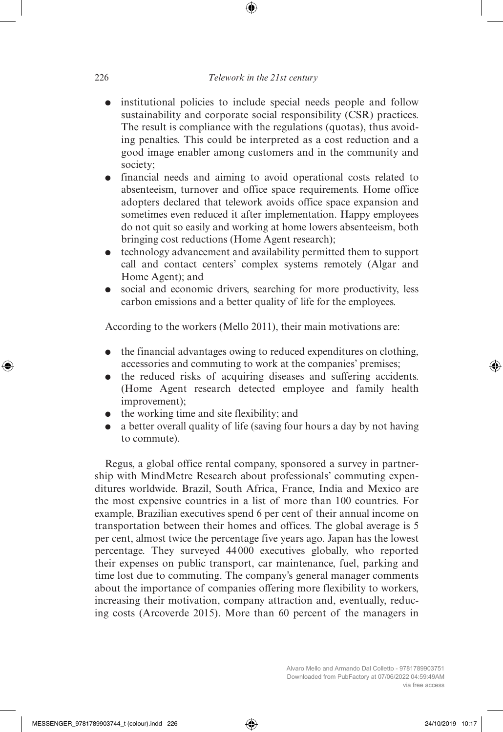- institutional policies to include special needs people and follow sustainability and corporate social responsibility (CSR) practices. The result is compliance with the regulations (quotas), thus avoiding penalties. This could be interpreted as a cost reduction and a good image enabler among customers and in the community and society;
- financial needs and aiming to avoid operational costs related to absenteeism, turnover and office space requirements. Home office adopters declared that telework avoids office space expansion and sometimes even reduced it after implementation. Happy employees do not quit so easily and working at home lowers absenteeism, both bringing cost reductions (Home Agent research);
- technology advancement and availability permitted them to support call and contact centers' complex systems remotely (Algar and Home Agent); and
- social and economic drivers, searching for more productivity, less carbon emissions and a better quality of life for the employees.

According to the workers (Mello 2011), their main motivations are:

- the financial advantages owing to reduced expenditures on clothing, accessories and commuting to work at the companies' premises;
- the reduced risks of acquiring diseases and suffering accidents. (Home Agent research detected employee and family health improvement);
- the working time and site flexibility; and
- a better overall quality of life (saving four hours a day by not having to commute).

Regus, a global office rental company, sponsored a survey in partnership with MindMetre Research about professionals' commuting expenditures worldwide. Brazil, South Africa, France, India and Mexico are the most expensive countries in a list of more than 100 countries. For example, Brazilian executives spend 6 per cent of their annual income on transportation between their homes and offices. The global average is 5 per cent, almost twice the percentage five years ago. Japan has the lowest percentage. They surveyed 44 000 executives globally, who reported their expenses on public transport, car maintenance, fuel, parking and time lost due to commuting. The company's general manager comments about the importance of companies offering more flexibility to workers, increasing their motivation, company attraction and, eventually, reducing costs (Arcoverde 2015). More than 60 percent of the managers in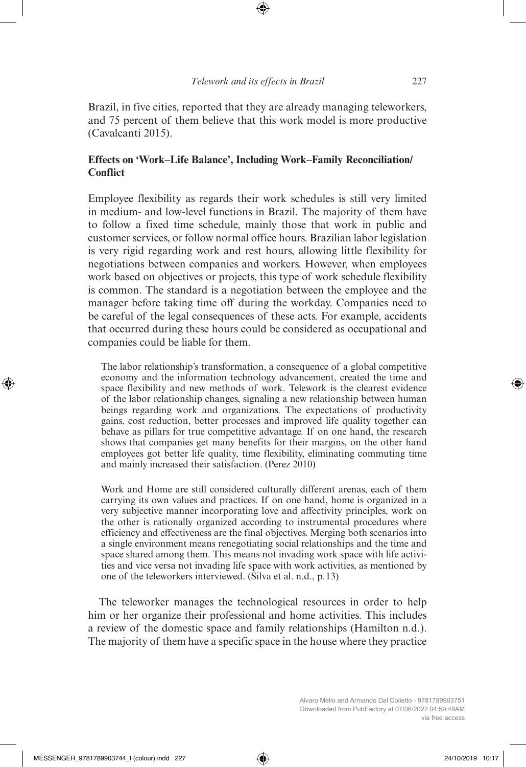Brazil, in five cities, reported that they are already managing teleworkers, and 75 percent of them believe that this work model is more productive (Cavalcanti 2015).

### Effects on 'Work–Life Balance', Including Work–Family Reconciliation/ Conflict

Employee flexibility as regards their work schedules is still very limited in medium- and low-level functions in Brazil. The majority of them have to follow a fixed time schedule, mainly those that work in public and customer services, or follow normal office hours. Brazilian labor legislation is very rigid regarding work and rest hours, allowing little flexibility for negotiations between companies and workers. However, when employees work based on objectives or projects, this type of work schedule flexibility is common. The standard is a negotiation between the employee and the manager before taking time off during the workday. Companies need to be careful of the legal consequences of these acts. For example, accidents that occurred during these hours could be considered as occupational and companies could be liable for them.

> The labor relationship's transformation, a consequence of a global competitive economy and the information technology advancement, created the time and space flexibility and new methods of work. Telework is the clearest evidence of the labor relationship changes, signaling a new relationship between human beings regarding work and organizations. The expectations of productivity gains, cost reduction, better processes and improved life quality together can behave as pillars for true competitive advantage. If on one hand, the research shows that companies get many benefits for their margins, on the other hand employees got better life quality, time flexibility, eliminating commuting time and mainly increased their satisfaction. (Perez 2010)

> Work and Home are still considered culturally different arenas, each of them carrying its own values and practices. If on one hand, home is organized in a very subjective manner incorporating love and affectivity principles, work on the other is rationally organized according to instrumental procedures where efficiency and effectiveness are the final objectives. Merging both scenarios into a single environment means renegotiating social relationships and the time and space shared among them. This means not invading work space with life activities and vice versa not invading life space with work activities, as mentioned by one of the teleworkers interviewed. (Silva et al. n.d., p. 13)

The teleworker manages the technological resources in order to help him or her organize their professional and home activities. This includes a review of the domestic space and family relationships (Hamilton n.d.). The majority of them have a specific space in the house where they practice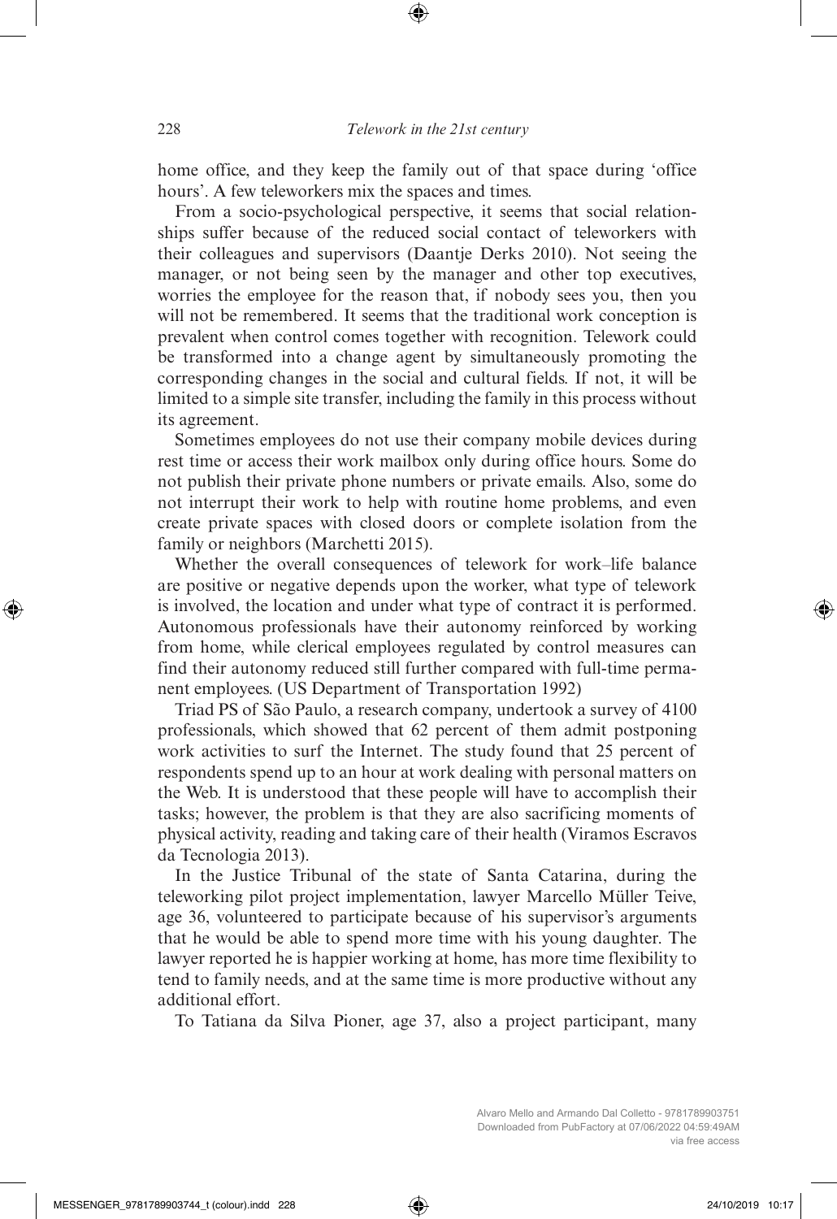home office, and they keep the family out of that space during 'office hours'. A few teleworkers mix the spaces and times.

From a socio-psychological perspective, it seems that social relationships suffer because of the reduced social contact of teleworkers with their colleagues and supervisors (Daantje Derks 2010). Not seeing the manager, or not being seen by the manager and other top executives, worries the employee for the reason that, if nobody sees you, then you will not be remembered. It seems that the traditional work conception is prevalent when control comes together with recognition. Telework could be transformed into a change agent by simultaneously promoting the corresponding changes in the social and cultural fields. If not, it will be limited to a simple site transfer, including the family in this process without its agreement.

Sometimes employees do not use their company mobile devices during rest time or access their work mailbox only during office hours. Some do not publish their private phone numbers or private emails. Also, some do not interrupt their work to help with routine home problems, and even create private spaces with closed doors or complete isolation from the family or neighbors (Marchetti 2015).

Whether the overall consequences of telework for work–life balance are positive or negative depends upon the worker, what type of telework is involved, the location and under what type of contract it is performed. Autonomous professionals have their autonomy reinforced by working from home, while clerical employees regulated by control measures can find their autonomy reduced still further compared with full-time permanent employees. (US Department of Transportation 1992)

Triad PS of São Paulo, a research company, undertook a survey of 4100 professionals, which showed that 62 percent of them admit postponing work activities to surf the Internet. The study found that 25 percent of respondents spend up to an hour at work dealing with personal matters on the Web. It is understood that these people will have to accomplish their tasks; however, the problem is that they are also sacrificing moments of physical activity, reading and taking care of their health (Viramos Escravos da Tecnologia 2013).

In the Justice Tribunal of the state of Santa Catarina, during the teleworking pilot project implementation, lawyer Marcello Müller Teive, age 36, volunteered to participate because of his supervisor's arguments that he would be able to spend more time with his young daughter. The lawyer reported he is happier working at home, has more time flexibility to tend to family needs, and at the same time is more productive without any additional effort.

To Tatiana da Silva Pioner, age 37, also a project participant, many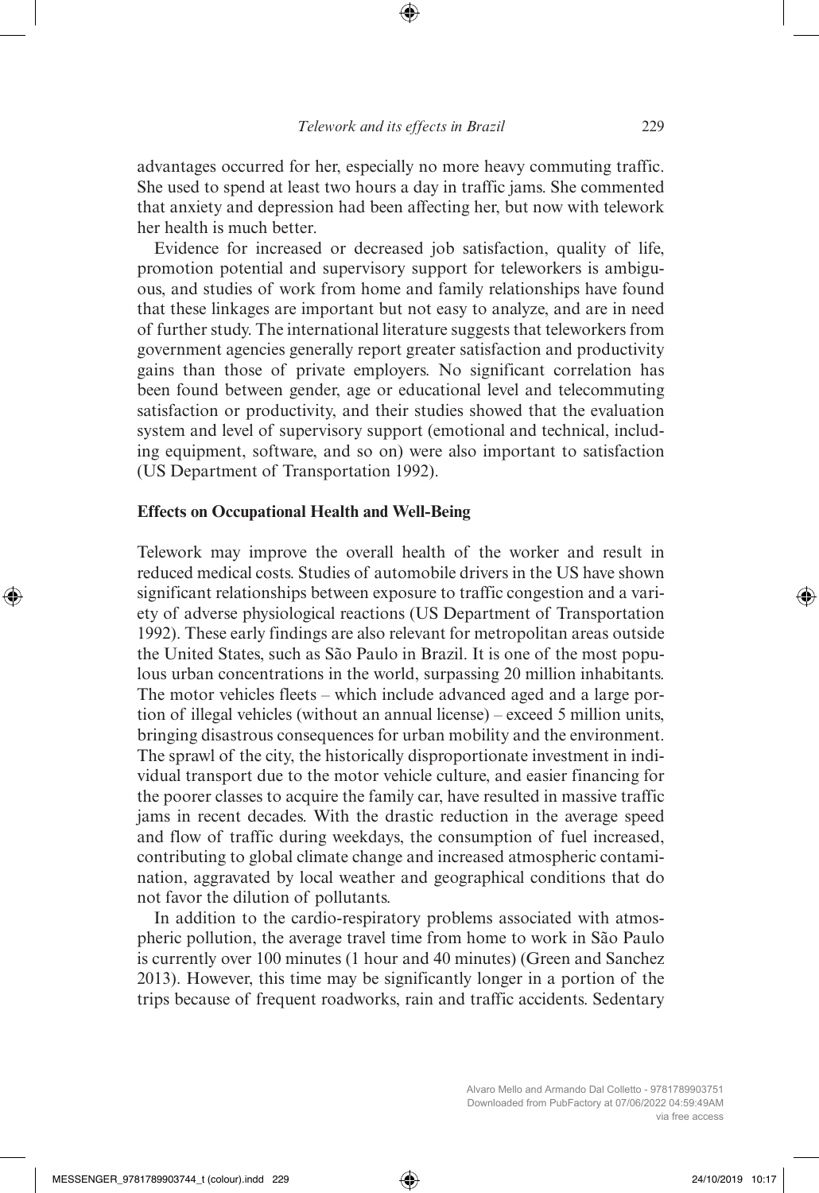advantages occurred for her, especially no more heavy commuting traffic. She used to spend at least two hours a day in traffic jams. She commented that anxiety and depression had been affecting her, but now with telework her health is much better.

Evidence for increased or decreased job satisfaction, quality of life, promotion potential and supervisory support for teleworkers is ambiguous, and studies of work from home and family relationships have found that these linkages are important but not easy to analyze, and are in need of further study. The international literature suggests that teleworkers from government agencies generally report greater satisfaction and productivity gains than those of private employers. No significant correlation has been found between gender, age or educational level and telecommuting satisfaction or productivity, and their studies showed that the evaluation system and level of supervisory support (emotional and technical, including equipment, software, and so on) were also important to satisfaction (US Department of Transportation 1992).

### Effects on Occupational Health and Well-Being

Telework may improve the overall health of the worker and result in reduced medical costs. Studies of automobile drivers in the US have shown significant relationships between exposure to traffic congestion and a variety of adverse physiological reactions (US Department of Transportation 1992). These early findings are also relevant for metropolitan areas outside the United States, such as São Paulo in Brazil. It is one of the most populous urban concentrations in the world, surpassing 20 million inhabitants. The motor vehicles fleets – which include advanced aged and a large portion of illegal vehicles (without an annual license) – exceed 5 million units, bringing disastrous consequences for urban mobility and the environment. The sprawl of the city, the historically disproportionate investment in individual transport due to the motor vehicle culture, and easier financing for the poorer classes to acquire the family car, have resulted in massive traffic jams in recent decades. With the drastic reduction in the average speed and flow of traffic during weekdays, the consumption of fuel increased, contributing to global climate change and increased atmospheric contamination, aggravated by local weather and geographical conditions that do not favor the dilution of pollutants.

In addition to the cardio-respiratory problems associated with atmospheric pollution, the average travel time from home to work in São Paulo is currently over 100 minutes (1 hour and 40 minutes) (Green and Sanchez 2013). However, this time may be significantly longer in a portion of the trips because of frequent roadworks, rain and traffic accidents. Sedentary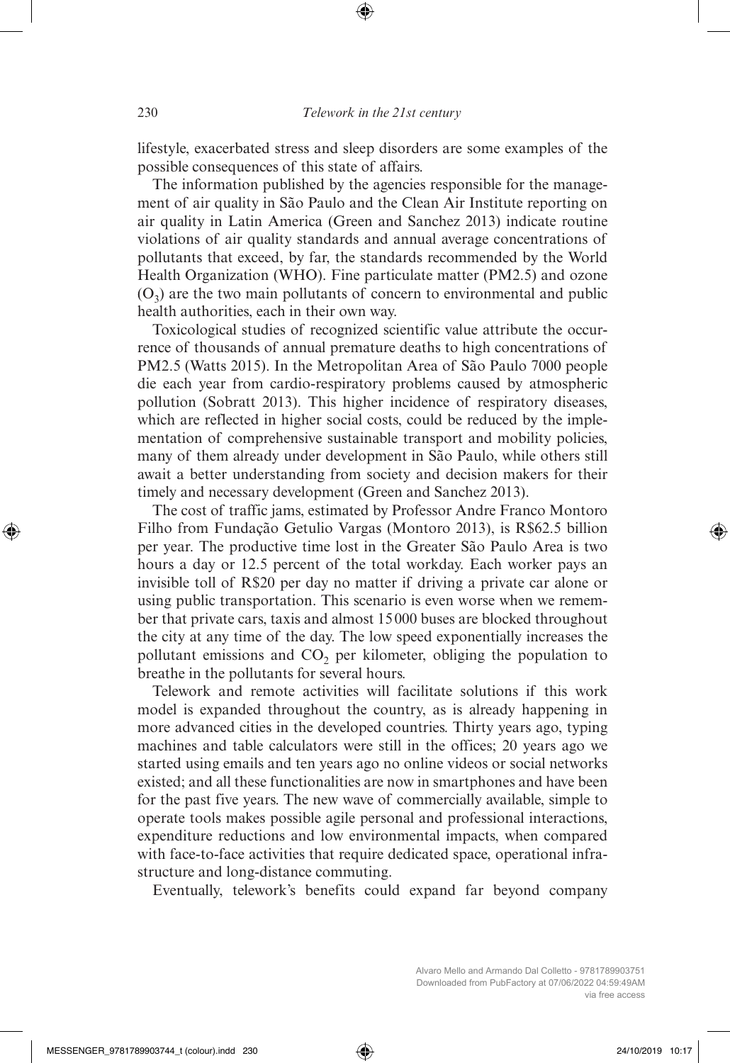lifestyle, exacerbated stress and sleep disorders are some examples of the possible consequences of this state of affairs.

The information published by the agencies responsible for the management of air quality in São Paulo and the Clean Air Institute reporting on air quality in Latin America (Green and Sanchez 2013) indicate routine violations of air quality standards and annual average concentrations of pollutants that exceed, by far, the standards recommended by the World Health Organization (WHO). Fine particulate matter (PM2.5) and ozone ($O_3$) are the two main pollutants of concern to environmental and public health authorities, each in their own way.

Toxicological studies of recognized scientific value attribute the occurrence of thousands of annual premature deaths to high concentrations of PM2.5 (Watts 2015). In the Metropolitan Area of São Paulo 7000 people die each year from cardio-respiratory problems caused by atmospheric pollution (Sobratt 2013). This higher incidence of respiratory diseases, which are reflected in higher social costs, could be reduced by the implementation of comprehensive sustainable transport and mobility policies, many of them already under development in São Paulo, while others still await a better understanding from society and decision makers for their timely and necessary development (Green and Sanchez 2013).

The cost of traffic jams, estimated by Professor Andre Franco Montoro Filho from Fundação Getulio Vargas (Montoro 2013), is R$62.5 billion per year. The productive time lost in the Greater São Paulo Area is two hours a day or 12.5 percent of the total workday. Each worker pays an invisible toll of R$20 per day no matter if driving a private car alone or using public transportation. This scenario is even worse when we remember that private cars, taxis and almost 15000 buses are blocked throughout the city at any time of the day. The low speed exponentially increases the pollutant emissions and $CO_2$ per kilometer, obliging the population to breathe in the pollutants for several hours.

Telework and remote activities will facilitate solutions if this work model is expanded throughout the country, as is already happening in more advanced cities in the developed countries. Thirty years ago, typing machines and table calculators were still in the offices; 20 years ago we started using emails and ten years ago no online videos or social networks existed; and all these functionalities are now in smartphones and have been for the past five years. The new wave of commercially available, simple to operate tools makes possible agile personal and professional interactions, expenditure reductions and low environmental impacts, when compared with face-to-face activities that require dedicated space, operational infrastructure and long-distance commuting.

Eventually, telework's benefits could expand far beyond company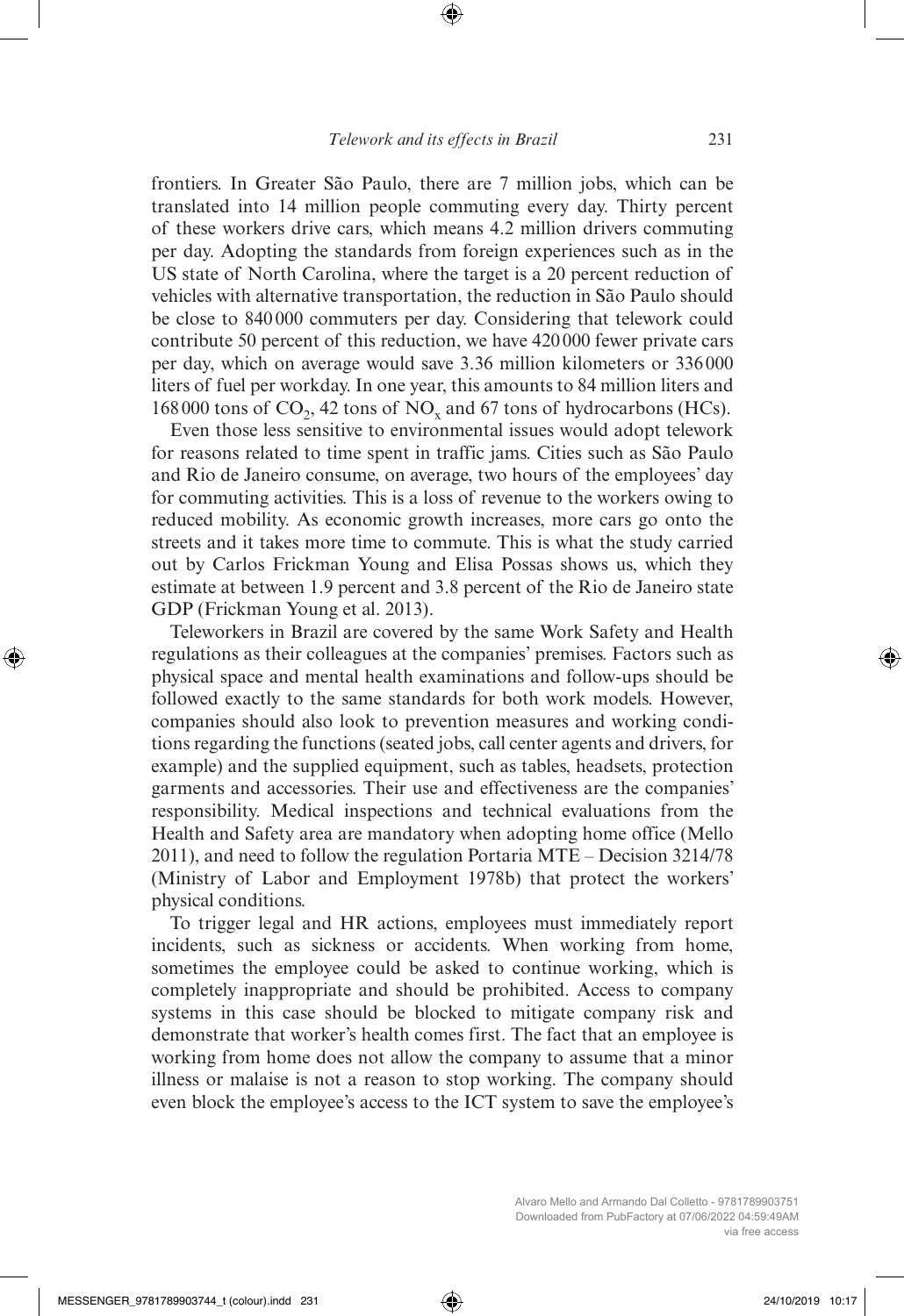frontiers. In Greater São Paulo, there are 7 million jobs, which can be translated into 14 million people commuting every day. Thirty percent of these workers drive cars, which means 4.2 million drivers commuting per day. Adopting the standards from foreign experiences such as in the US state of North Carolina, where the target is a 20 percent reduction of vehicles with alternative transportation, the reduction in São Paulo should be close to 840 000 commuters per day. Considering that telework could contribute 50 percent of this reduction, we have 420 000 fewer private cars per day, which on average would save 3.36 million kilometers or 336 000 liters of fuel per workday. In one year, this amounts to 84 million liters and 168 000 tons of $CO_2$, 42 tons of $NO_x$ and 67 tons of hydrocarbons (HCs).

Even those less sensitive to environmental issues would adopt telework for reasons related to time spent in traffic jams. Cities such as São Paulo and Rio de Janeiro consume, on average, two hours of the employees' day for commuting activities. This is a loss of revenue to the workers owing to reduced mobility. As economic growth increases, more cars go onto the streets and it takes more time to commute. This is what the study carried out by Carlos Frickman Young and Elisa Possas shows us, which they estimate at between 1.9 percent and 3.8 percent of the Rio de Janeiro state GDP (Frickman Young et al. 2013).

Teleworkers in Brazil are covered by the same Work Safety and Health regulations as their colleagues at the companies' premises. Factors such as physical space and mental health examinations and follow-ups should be followed exactly to the same standards for both work models. However, companies should also look to prevention measures and working conditions regarding the functions (seated jobs, call center agents and drivers, for example) and the supplied equipment, such as tables, headsets, protection garments and accessories. Their use and effectiveness are the companies' responsibility. Medical inspections and technical evaluations from the Health and Safety area are mandatory when adopting home office (Mello 2011), and need to follow the regulation Portaria MTE – Decision 3214/78 (Ministry of Labor and Employment 1978b) that protect the workers' physical conditions.

To trigger legal and HR actions, employees must immediately report incidents, such as sickness or accidents. When working from home, sometimes the employee could be asked to continue working, which is completely inappropriate and should be prohibited. Access to company systems in this case should be blocked to mitigate company risk and demonstrate that worker's health comes first. The fact that an employee is working from home does not allow the company to assume that a minor illness or malaise is not a reason to stop working. The company should even block the employee's access to the ICT system to save the employee's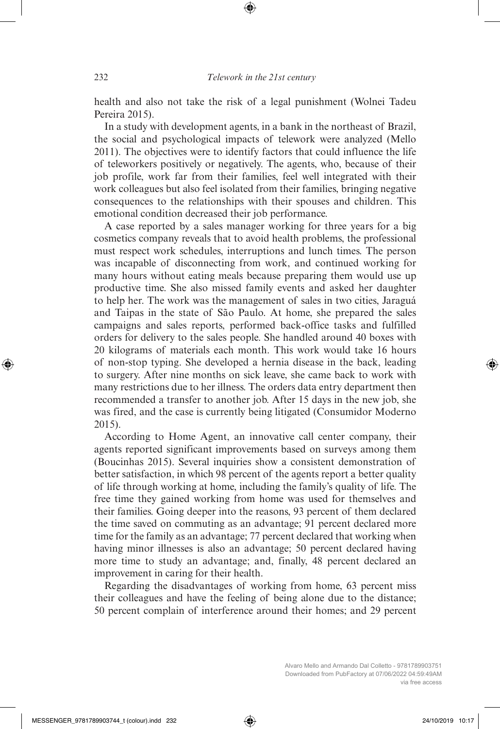health and also not take the risk of a legal punishment (Wolnei Tadeu Pereira 2015).

In a study with development agents, in a bank in the northeast of Brazil, the social and psychological impacts of telework were analyzed (Mello 2011). The objectives were to identify factors that could influence the life of teleworkers positively or negatively. The agents, who, because of their job profile, work far from their families, feel well integrated with their work colleagues but also feel isolated from their families, bringing negative consequences to the relationships with their spouses and children. This emotional condition decreased their job performance.

A case reported by a sales manager working for three years for a big cosmetics company reveals that to avoid health problems, the professional must respect work schedules, interruptions and lunch times. The person was incapable of disconnecting from work, and continued working for many hours without eating meals because preparing them would use up productive time. She also missed family events and asked her daughter to help her. The work was the management of sales in two cities, Jaraguá and Taipas in the state of São Paulo. At home, she prepared the sales campaigns and sales reports, performed back-office tasks and fulfilled orders for delivery to the sales people. She handled around 40 boxes with 20 kilograms of materials each month. This work would take 16 hours of non-stop typing. She developed a hernia disease in the back, leading to surgery. After nine months on sick leave, she came back to work with many restrictions due to her illness. The orders data entry department then recommended a transfer to another job. After 15 days in the new job, she was fired, and the case is currently being litigated (Consumidor Moderno 2015).

According to Home Agent, an innovative call center company, their agents reported significant improvements based on surveys among them (Boucinhas 2015). Several inquiries show a consistent demonstration of better satisfaction, in which 98 percent of the agents report a better quality of life through working at home, including the family's quality of life. The free time they gained working from home was used for themselves and their families. Going deeper into the reasons, 93 percent of them declared the time saved on commuting as an advantage; 91 percent declared more time for the family as an advantage; 77 percent declared that working when having minor illnesses is also an advantage; 50 percent declared having more time to study an advantage; and, finally, 48 percent declared an improvement in caring for their health.

Regarding the disadvantages of working from home, 63 percent miss their colleagues and have the feeling of being alone due to the distance; 50 percent complain of interference around their homes; and 29 percent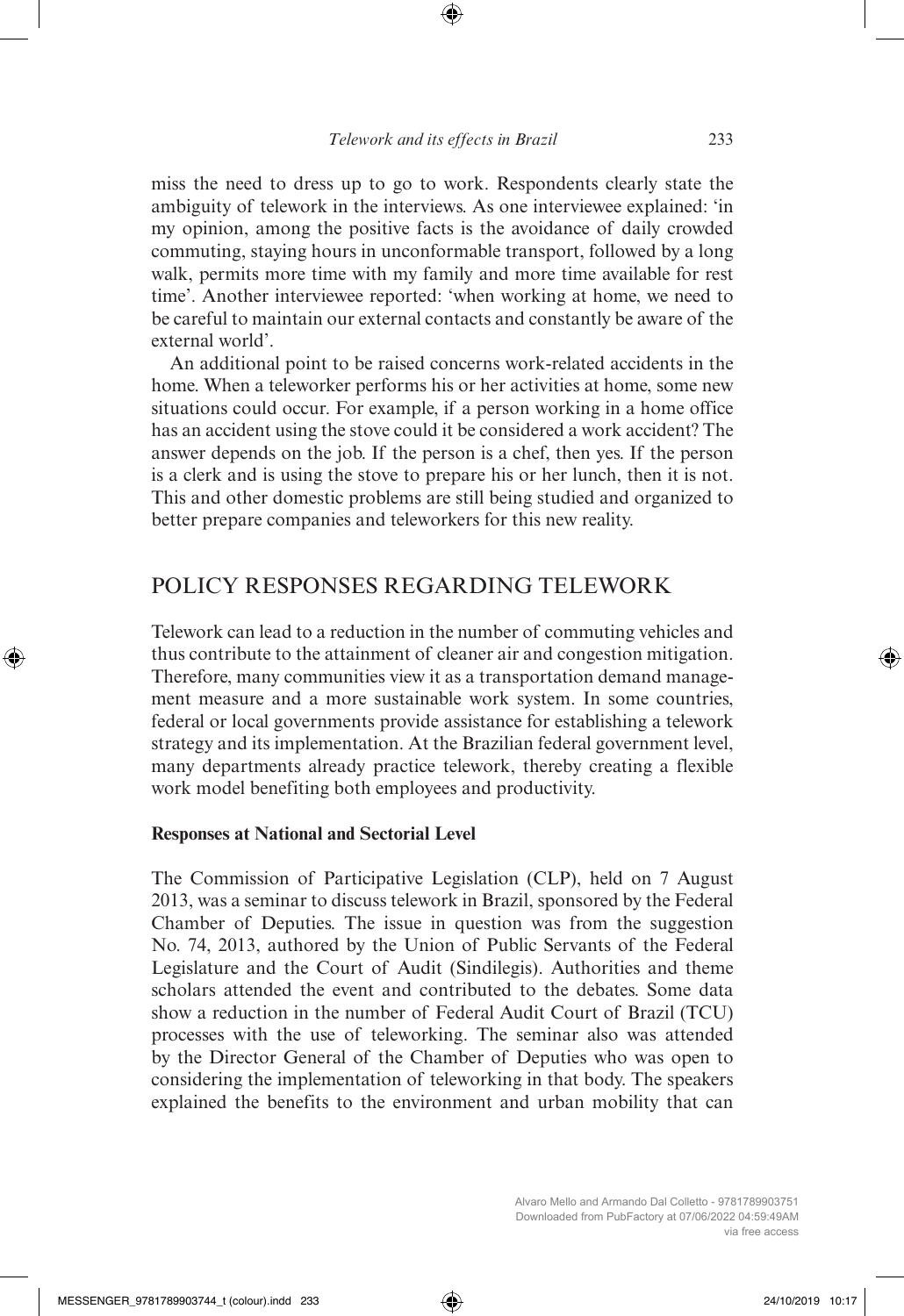miss the need to dress up to go to work. Respondents clearly state the ambiguity of telework in the interviews. As one interviewee explained: 'in my opinion, among the positive facts is the avoidance of daily crowded commuting, staying hours in unconformable transport, followed by a long walk, permits more time with my family and more time available for rest time'. Another interviewee reported: 'when working at home, we need to be careful to maintain our external contacts and constantly be aware of the external world'.

An additional point to be raised concerns work-related accidents in the home. When a teleworker performs his or her activities at home, some new situations could occur. For example, if a person working in a home office has an accident using the stove could it be considered a work accident? The answer depends on the job. If the person is a chef, then yes. If the person is a clerk and is using the stove to prepare his or her lunch, then it is not. This and other domestic problems are still being studied and organized to better prepare companies and teleworkers for this new reality.

## POLICY RESPONSES REGARDING TELEWORK

Telework can lead to a reduction in the number of commuting vehicles and thus contribute to the attainment of cleaner air and congestion mitigation. Therefore, many communities view it as a transportation demand management measure and a more sustainable work system. In some countries, federal or local governments provide assistance for establishing a telework strategy and its implementation. At the Brazilian federal government level, many departments already practice telework, thereby creating a flexible work model benefiting both employees and productivity.

### Responses at National and Sectorial Level

The Commission of Participative Legislation (CLP), held on 7 August 2013, was a seminar to discuss telework in Brazil, sponsored by the Federal Chamber of Deputies. The issue in question was from the suggestion No. 74, 2013, authored by the Union of Public Servants of the Federal Legislature and the Court of Audit (Sindilegis). Authorities and theme scholars attended the event and contributed to the debates. Some data show a reduction in the number of Federal Audit Court of Brazil (TCU) processes with the use of teleworking. The seminar also was attended by the Director General of the Chamber of Deputies who was open to considering the implementation of teleworking in that body. The speakers explained the benefits to the environment and urban mobility that can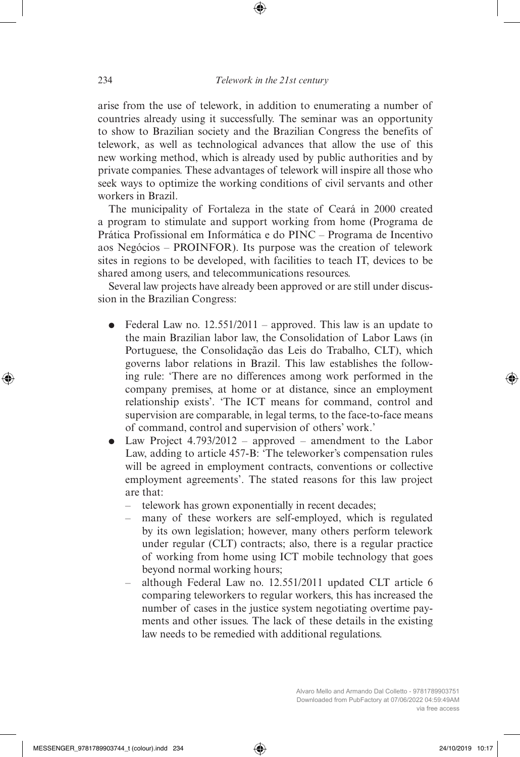arise from the use of telework, in addition to enumerating a number of countries already using it successfully. The seminar was an opportunity to show to Brazilian society and the Brazilian Congress the benefits of telework, as well as technological advances that allow the use of this new working method, which is already used by public authorities and by private companies. These advantages of telework will inspire all those who seek ways to optimize the working conditions of civil servants and other workers in Brazil.

The municipality of Fortaleza in the state of Ceará in 2000 created a program to stimulate and support working from home (Programa de Prática Profissional em Informática e do PINC – Programa de Incentivo aos Negócios – PROINFOR). Its purpose was the creation of telework sites in regions to be developed, with facilities to teach IT, devices to be shared among users, and telecommunications resources.

Several law projects have already been approved or are still under discussion in the Brazilian Congress:

- Federal Law no. 12.551/2011 – approved. This law is an update to the main Brazilian labor law, the Consolidation of Labor Laws (in Portuguese, the Consolidação das Leis do Trabalho, CLT), which governs labor relations in Brazil. This law establishes the following rule: 'There are no differences among work performed in the company premises, at home or at distance, since an employment relationship exists'. 'The ICT means for command, control and supervision are comparable, in legal terms, to the face-to-face means of command, control and supervision of others' work.'
- Law Project 4.793/2012 – approved – amendment to the Labor Law, adding to article 457-B: 'The teleworker's compensation rules will be agreed in employment contracts, conventions or collective employment agreements'. The stated reasons for this law project are that:
  - telework has grown exponentially in recent decades;
  - many of these workers are self-employed, which is regulated by its own legislation; however, many others perform telework under regular (CLT) contracts; also, there is a regular practice of working from home using ICT mobile technology that goes beyond normal working hours;
  - although Federal Law no. 12.551/2011 updated CLT article 6 comparing teleworkers to regular workers, this has increased the number of cases in the justice system negotiating overtime payments and other issues. The lack of these details in the existing law needs to be remedied with additional regulations.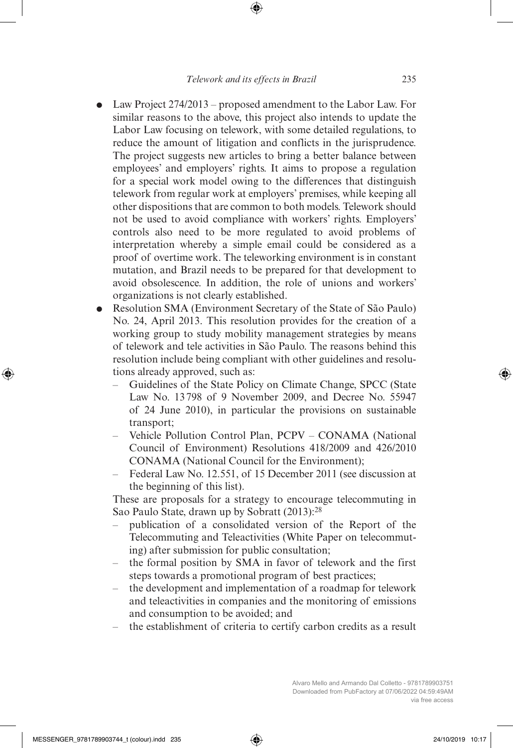- Law Project 274/2013 – proposed amendment to the Labor Law. For similar reasons to the above, this project also intends to update the Labor Law focusing on telework, with some detailed regulations, to reduce the amount of litigation and conflicts in the jurisprudence. The project suggests new articles to bring a better balance between employees' and employers' rights. It aims to propose a regulation for a special work model owing to the differences that distinguish telework from regular work at employers' premises, while keeping all other dispositions that are common to both models. Telework should not be used to avoid compliance with workers' rights. Employers' controls also need to be more regulated to avoid problems of interpretation whereby a simple email could be considered as a proof of overtime work. The teleworking environment is in constant mutation, and Brazil needs to be prepared for that development to avoid obsolescence. In addition, the role of unions and workers' organizations is not clearly established.
- Resolution SMA (Environment Secretary of the State of São Paulo) No. 24, April 2013. This resolution provides for the creation of a working group to study mobility management strategies by means of telework and tele activities in São Paulo. The reasons behind this resolution include being compliant with other guidelines and resolutions already approved, such as:
  - Guidelines of the State Policy on Climate Change, SPCC (State Law No. 13 798 of 9 November 2009, and Decree No. 55947 of 24 June 2010), in particular the provisions on sustainable transport;
  - Vehicle Pollution Control Plan, PCPV – CONAMA (National Council of Environment) Resolutions 418/2009 and 426/2010 CONAMA (National Council for the Environment);
  - Federal Law No. 12.551, of 15 December 2011 (see discussion at the beginning of this list).

  These are proposals for a strategy to encourage telecommuting in Sao Paulo State, drawn up by Sobratt (2013):[28]
  - publication of a consolidated version of the Report of the Telecommuting and Teleactivities (White Paper on telecommuting) after submission for public consultation;
  - the formal position by SMA in favor of telework and the first steps towards a promotional program of best practices;
  - the development and implementation of a roadmap for telework and teleactivities in companies and the monitoring of emissions and consumption to be avoided; and
  - the establishment of criteria to certify carbon credits as a result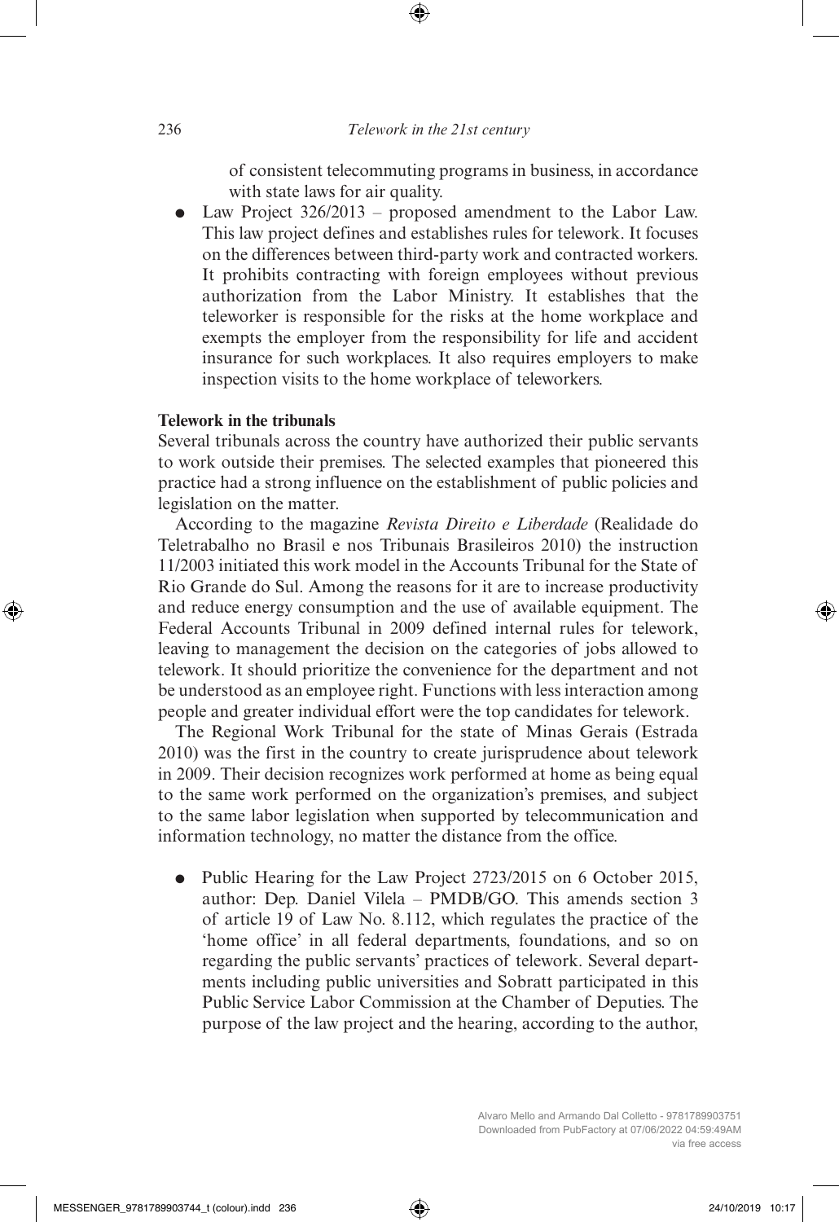of consistent telecommuting programs in business, in accordance with state laws for air quality.

- Law Project 326/2013 – proposed amendment to the Labor Law. This law project defines and establishes rules for telework. It focuses on the differences between third-party work and contracted workers. It prohibits contracting with foreign employees without previous authorization from the Labor Ministry. It establishes that the teleworker is responsible for the risks at the home workplace and exempts the employer from the responsibility for life and accident insurance for such workplaces. It also requires employers to make inspection visits to the home workplace of teleworkers.

**Telework in the tribunals**

Several tribunals across the country have authorized their public servants to work outside their premises. The selected examples that pioneered this practice had a strong influence on the establishment of public policies and legislation on the matter.

According to the magazine *Revista Direito e Liberdade* (Realidade do Teletrabalho no Brasil e nos Tribunais Brasileiros 2010) the instruction 11/2003 initiated this work model in the Accounts Tribunal for the State of Rio Grande do Sul. Among the reasons for it are to increase productivity and reduce energy consumption and the use of available equipment. The Federal Accounts Tribunal in 2009 defined internal rules for telework, leaving to management the decision on the categories of jobs allowed to telework. It should prioritize the convenience for the department and not be understood as an employee right. Functions with less interaction among people and greater individual effort were the top candidates for telework.

The Regional Work Tribunal for the state of Minas Gerais (Estrada 2010) was the first in the country to create jurisprudence about telework in 2009. Their decision recognizes work performed at home as being equal to the same work performed on the organization's premises, and subject to the same labor legislation when supported by telecommunication and information technology, no matter the distance from the office.

- Public Hearing for the Law Project 2723/2015 on 6 October 2015, author: Dep. Daniel Vilela – PMDB/GO. This amends section 3 of article 19 of Law No. 8.112, which regulates the practice of the 'home office' in all federal departments, foundations, and so on regarding the public servants' practices of telework. Several departments including public universities and Sobratt participated in this Public Service Labor Commission at the Chamber of Deputies. The purpose of the law project and the hearing, according to the author,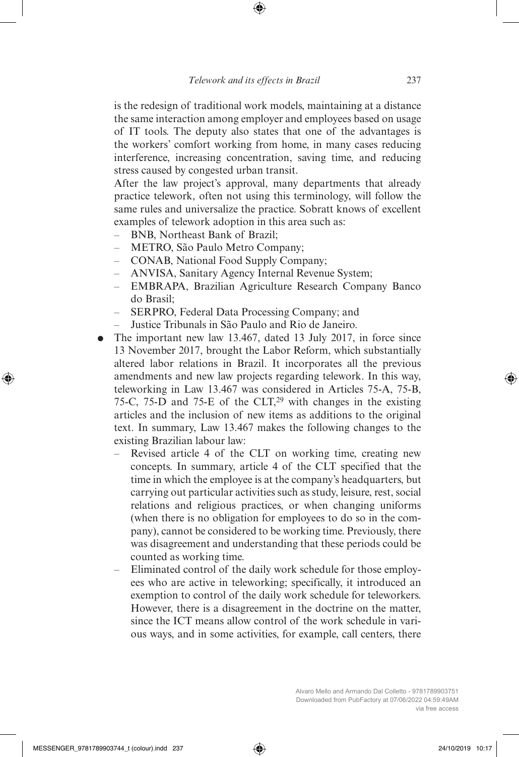is the redesign of traditional work models, maintaining at a distance the same interaction among employer and employees based on usage of IT tools. The deputy also states that one of the advantages is the workers' comfort working from home, in many cases reducing interference, increasing concentration, saving time, and reducing stress caused by congested urban transit.

After the law project's approval, many departments that already practice telework, often not using this terminology, will follow the same rules and universalize the practice. Sobratt knows of excellent examples of telework adoption in this area such as:

- BNB, Northeast Bank of Brazil;
- METRO, São Paulo Metro Company;
- CONAB, National Food Supply Company;
- ANVISA, Sanitary Agency Internal Revenue System;
- EMBRAPA, Brazilian Agriculture Research Company Banco do Brasil;
- SERPRO, Federal Data Processing Company; and
- Justice Tribunals in São Paulo and Rio de Janeiro.

- The important new law 13.467, dated 13 July 2017, in force since 13 November 2017, brought the Labor Reform, which substantially altered labor relations in Brazil. It incorporates all the previous amendments and new law projects regarding telework. In this way, teleworking in Law 13.467 was considered in Articles 75-A, 75-B, 75-C, 75-D and 75-E of the CLT,[29] with changes in the existing articles and the inclusion of new items as additions to the original text. In summary, Law 13.467 makes the following changes to the existing Brazilian labour law:
  - Revised article 4 of the CLT on working time, creating new concepts. In summary, article 4 of the CLT specified that the time in which the employee is at the company's headquarters, but carrying out particular activities such as study, leisure, rest, social relations and religious practices, or when changing uniforms (when there is no obligation for employees to do so in the company), cannot be considered to be working time. Previously, there was disagreement and understanding that these periods could be counted as working time.
  - Eliminated control of the daily work schedule for those employees who are active in teleworking; specifically, it introduced an exemption to control of the daily work schedule for teleworkers. However, there is a disagreement in the doctrine on the matter, since the ICT means allow control of the work schedule in various ways, and in some activities, for example, call centers, there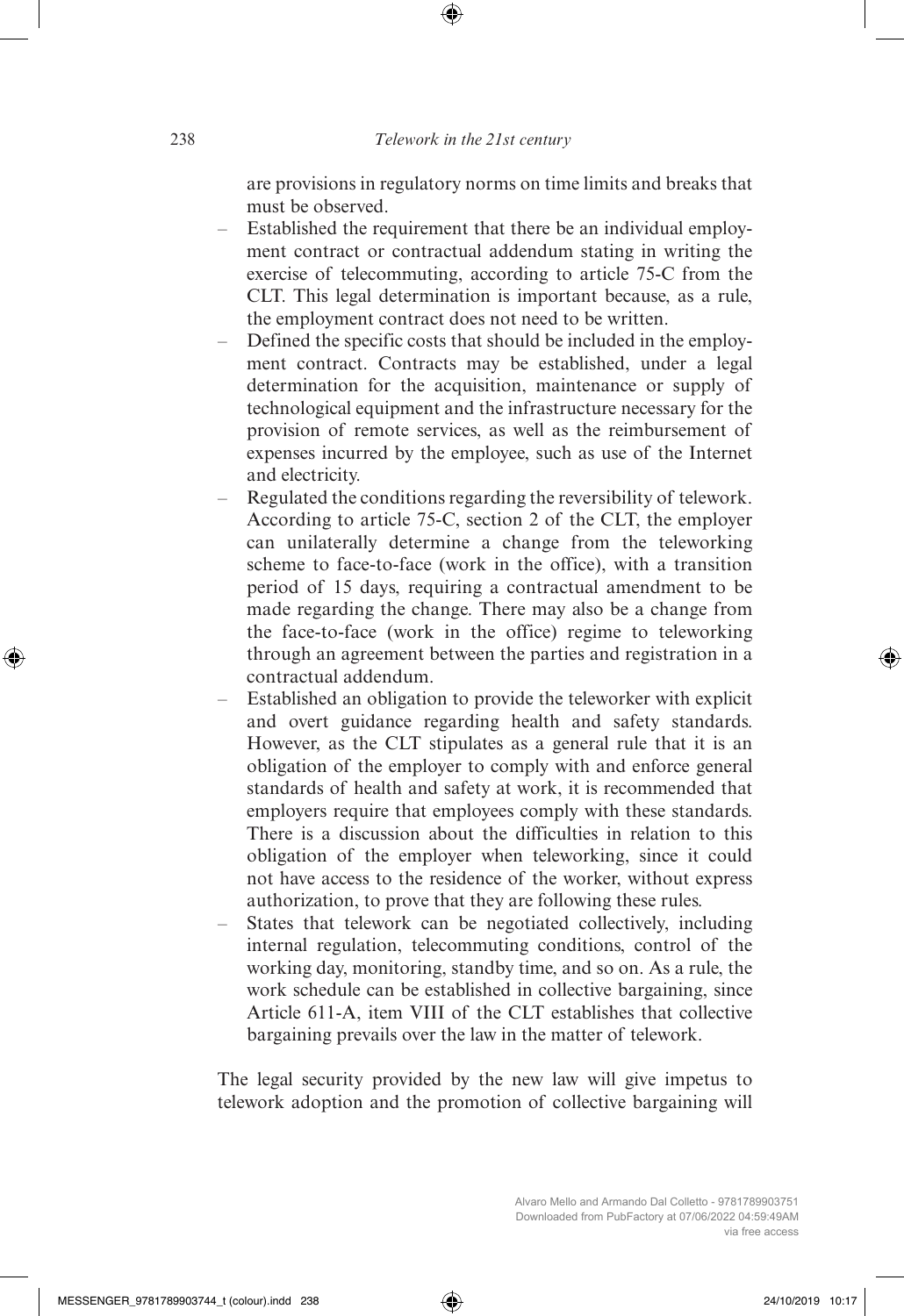are provisions in regulatory norms on time limits and breaks that must be observed.

- Established the requirement that there be an individual employment contract or contractual addendum stating in writing the exercise of telecommuting, according to article 75-C from the CLT. This legal determination is important because, as a rule, the employment contract does not need to be written.
- Defined the specific costs that should be included in the employment contract. Contracts may be established, under a legal determination for the acquisition, maintenance or supply of technological equipment and the infrastructure necessary for the provision of remote services, as well as the reimbursement of expenses incurred by the employee, such as use of the Internet and electricity.
- Regulated the conditions regarding the reversibility of telework. According to article 75-C, section 2 of the CLT, the employer can unilaterally determine a change from the teleworking scheme to face-to-face (work in the office), with a transition period of 15 days, requiring a contractual amendment to be made regarding the change. There may also be a change from the face-to-face (work in the office) regime to teleworking through an agreement between the parties and registration in a contractual addendum.
- Established an obligation to provide the teleworker with explicit and overt guidance regarding health and safety standards. However, as the CLT stipulates as a general rule that it is an obligation of the employer to comply with and enforce general standards of health and safety at work, it is recommended that employers require that employees comply with these standards. There is a discussion about the difficulties in relation to this obligation of the employer when teleworking, since it could not have access to the residence of the worker, without express authorization, to prove that they are following these rules.
- States that telework can be negotiated collectively, including internal regulation, telecommuting conditions, control of the working day, monitoring, standby time, and so on. As a rule, the work schedule can be established in collective bargaining, since Article 611-A, item VIII of the CLT establishes that collective bargaining prevails over the law in the matter of telework.

The legal security provided by the new law will give impetus to telework adoption and the promotion of collective bargaining will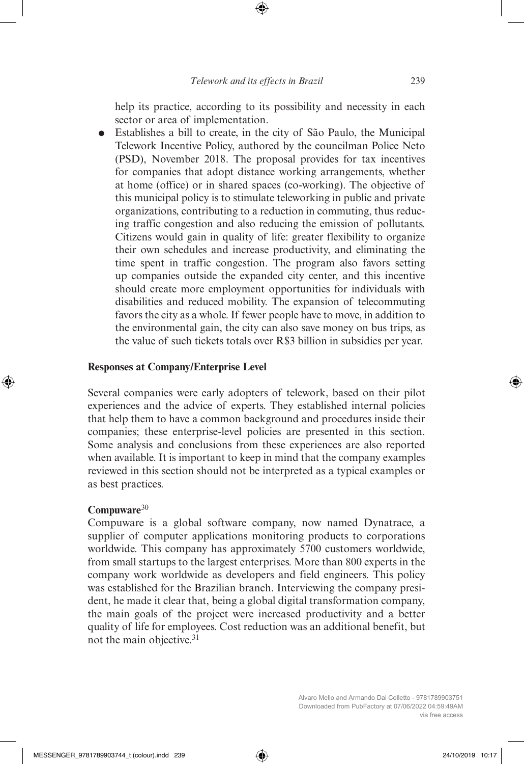help its practice, according to its possibility and necessity in each sector or area of implementation.

- Establishes a bill to create, in the city of São Paulo, the Municipal Telework Incentive Policy, authored by the councilman Police Neto (PSD), November 2018. The proposal provides for tax incentives for companies that adopt distance working arrangements, whether at home (office) or in shared spaces (co-working). The objective of this municipal policy is to stimulate teleworking in public and private organizations, contributing to a reduction in commuting, thus reducing traffic congestion and also reducing the emission of pollutants. Citizens would gain in quality of life: greater flexibility to organize their own schedules and increase productivity, and eliminating the time spent in traffic congestion. The program also favors setting up companies outside the expanded city center, and this incentive should create more employment opportunities for individuals with disabilities and reduced mobility. The expansion of telecommuting favors the city as a whole. If fewer people have to move, in addition to the environmental gain, the city can also save money on bus trips, as the value of such tickets totals over R$3 billion in subsidies per year.

**Responses at Company/Enterprise Level**

Several companies were early adopters of telework, based on their pilot experiences and the advice of experts. They established internal policies that help them to have a common background and procedures inside their companies; these enterprise-level policies are presented in this section. Some analysis and conclusions from these experiences are also reported when available. It is important to keep in mind that the company examples reviewed in this section should not be interpreted as a typical examples or as best practices.

**Compuware**[30]

Compuware is a global software company, now named Dynatrace, a supplier of computer applications monitoring products to corporations worldwide. This company has approximately 5700 customers worldwide, from small startups to the largest enterprises. More than 800 experts in the company work worldwide as developers and field engineers. This policy was established for the Brazilian branch. Interviewing the company president, he made it clear that, being a global digital transformation company, the main goals of the project were increased productivity and a better quality of life for employees. Cost reduction was an additional benefit, but not the main objective.[31]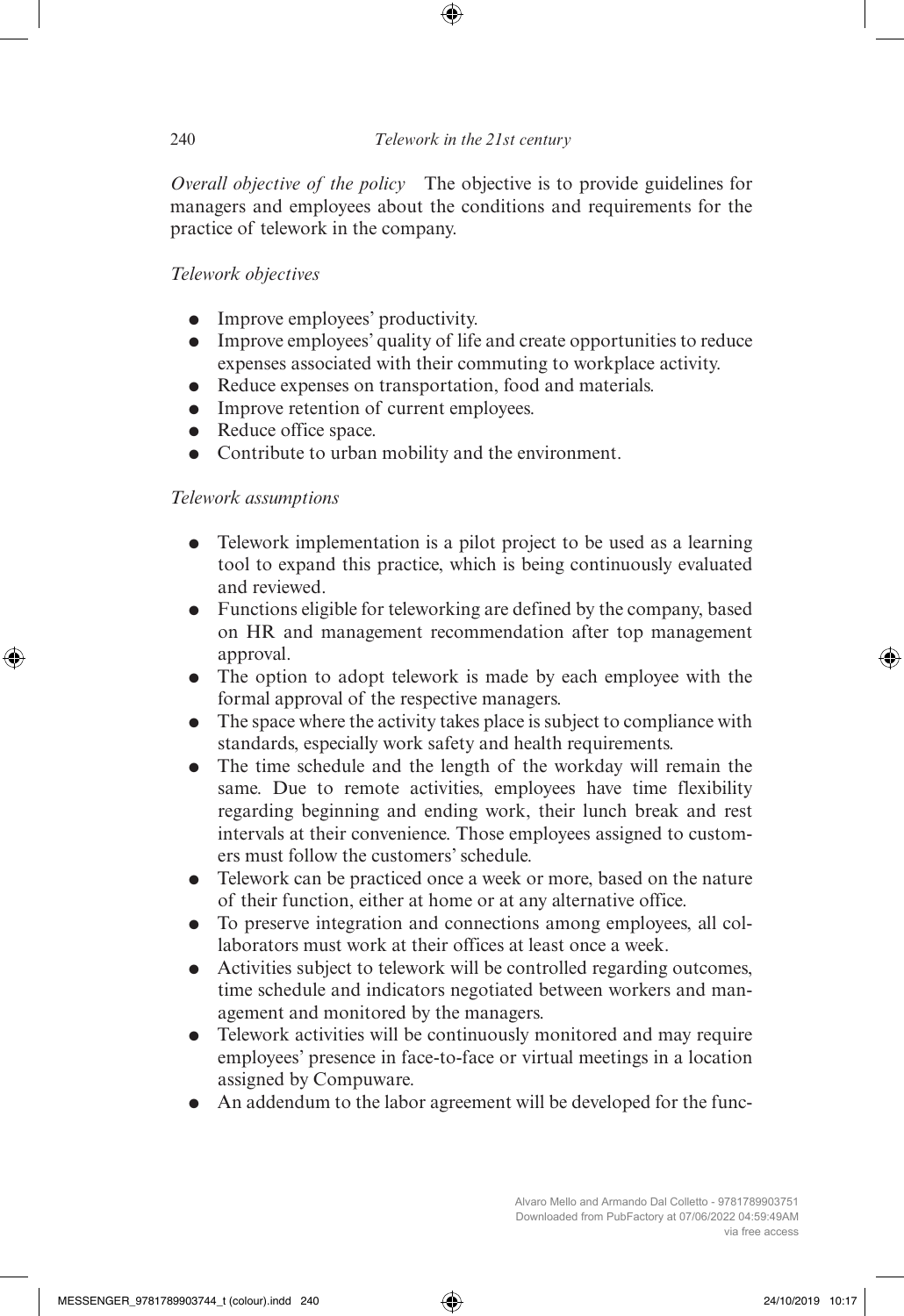*Overall objective of the policy* The objective is to provide guidelines for managers and employees about the conditions and requirements for the practice of telework in the company.

*Telework objectives*

- Improve employees' productivity.
- Improve employees' quality of life and create opportunities to reduce expenses associated with their commuting to workplace activity.
- Reduce expenses on transportation, food and materials.
- Improve retention of current employees.
- Reduce office space.
- Contribute to urban mobility and the environment.

*Telework assumptions*

- Telework implementation is a pilot project to be used as a learning tool to expand this practice, which is being continuously evaluated and reviewed.
- Functions eligible for teleworking are defined by the company, based on HR and management recommendation after top management approval.
- The option to adopt telework is made by each employee with the formal approval of the respective managers.
- The space where the activity takes place is subject to compliance with standards, especially work safety and health requirements.
- The time schedule and the length of the workday will remain the same. Due to remote activities, employees have time flexibility regarding beginning and ending work, their lunch break and rest intervals at their convenience. Those employees assigned to customers must follow the customers' schedule.
- Telework can be practiced once a week or more, based on the nature of their function, either at home or at any alternative office.
- To preserve integration and connections among employees, all collaborators must work at their offices at least once a week.
- Activities subject to telework will be controlled regarding outcomes, time schedule and indicators negotiated between workers and management and monitored by the managers.
- Telework activities will be continuously monitored and may require employees' presence in face-to-face or virtual meetings in a location assigned by Compuware.
- An addendum to the labor agreement will be developed for the func-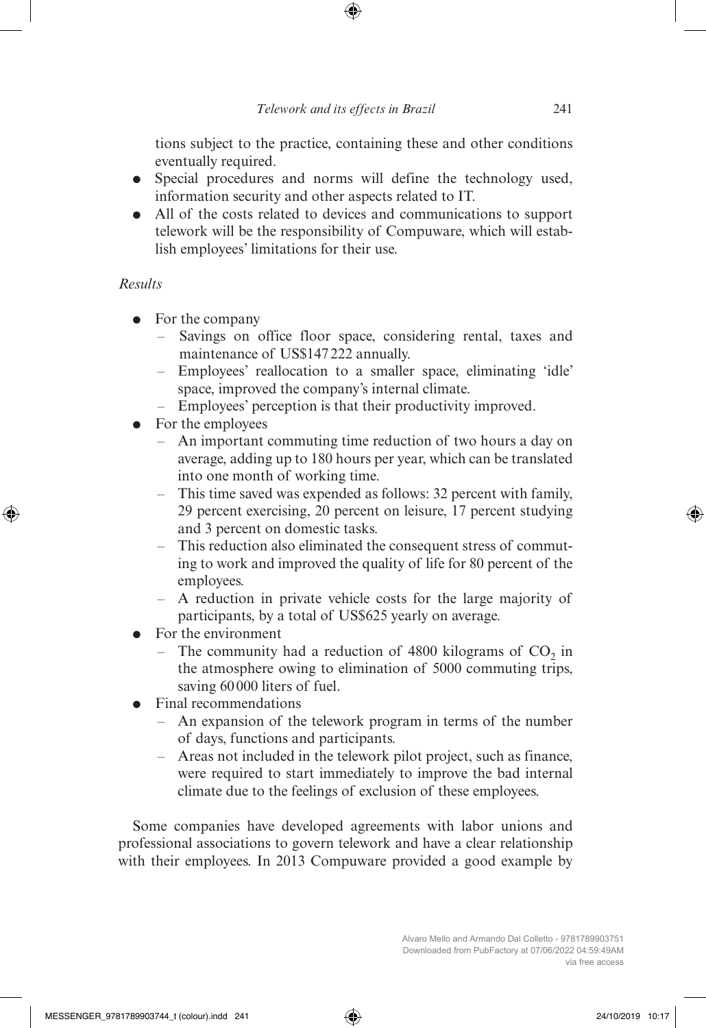tions subject to the practice, containing these and other conditions eventually required.

- Special procedures and norms will define the technology used, information security and other aspects related to IT.
- All of the costs related to devices and communications to support telework will be the responsibility of Compuware, which will establish employees' limitations for their use.

*Results*

- For the company
  - Savings on office floor space, considering rental, taxes and maintenance of US$147 222 annually.
  - Employees' reallocation to a smaller space, eliminating 'idle' space, improved the company's internal climate.
  - Employees' perception is that their productivity improved.
- For the employees
  - An important commuting time reduction of two hours a day on average, adding up to 180 hours per year, which can be translated into one month of working time.
  - This time saved was expended as follows: 32 percent with family, 29 percent exercising, 20 percent on leisure, 17 percent studying and 3 percent on domestic tasks.
  - This reduction also eliminated the consequent stress of commuting to work and improved the quality of life for 80 percent of the employees.
  - A reduction in private vehicle costs for the large majority of participants, by a total of US$625 yearly on average.
- For the environment
  - The community had a reduction of 4800 kilograms of $CO_2$ in the atmosphere owing to elimination of 5000 commuting trips, saving 60 000 liters of fuel.
- Final recommendations
  - An expansion of the telework program in terms of the number of days, functions and participants.
  - Areas not included in the telework pilot project, such as finance, were required to start immediately to improve the bad internal climate due to the feelings of exclusion of these employees.

Some companies have developed agreements with labor unions and professional associations to govern telework and have a clear relationship with their employees. In 2013 Compuware provided a good example by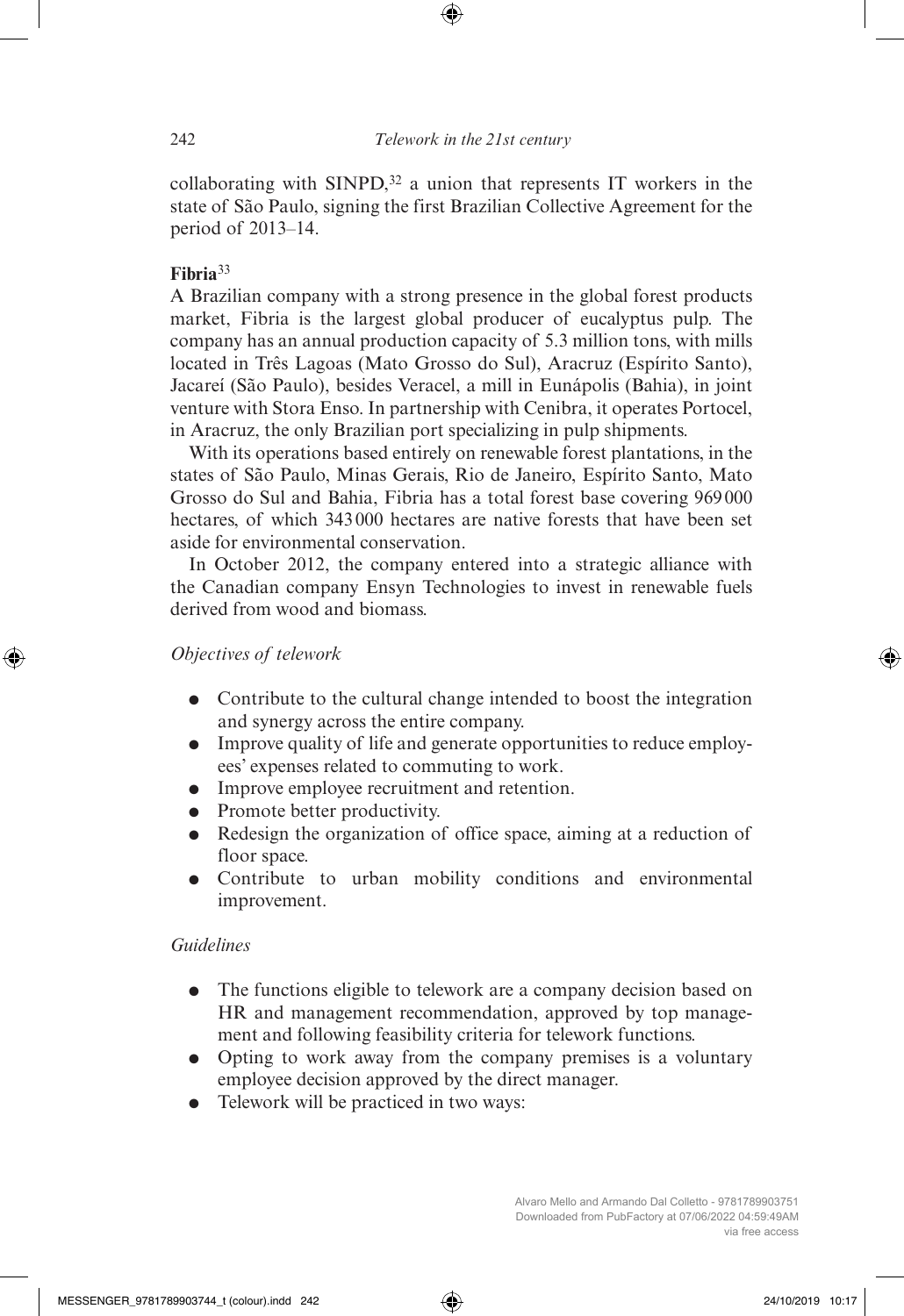collaborating with SINPD,[32] a union that represents IT workers in the state of São Paulo, signing the first Brazilian Collective Agreement for the period of 2013–14.

**Fibria**[33]

A Brazilian company with a strong presence in the global forest products market, Fibria is the largest global producer of eucalyptus pulp. The company has an annual production capacity of 5.3 million tons, with mills located in Três Lagoas (Mato Grosso do Sul), Aracruz (Espírito Santo), Jacareí (São Paulo), besides Veracel, a mill in Eunápolis (Bahia), in joint venture with Stora Enso. In partnership with Cenibra, it operates Portocel, in Aracruz, the only Brazilian port specializing in pulp shipments.

With its operations based entirely on renewable forest plantations, in the states of São Paulo, Minas Gerais, Rio de Janeiro, Espírito Santo, Mato Grosso do Sul and Bahia, Fibria has a total forest base covering 969 000 hectares, of which 343 000 hectares are native forests that have been set aside for environmental conservation.

In October 2012, the company entered into a strategic alliance with the Canadian company Ensyn Technologies to invest in renewable fuels derived from wood and biomass.

*Objectives of telework*

- Contribute to the cultural change intended to boost the integration and synergy across the entire company.
- Improve quality of life and generate opportunities to reduce employees' expenses related to commuting to work.
- Improve employee recruitment and retention.
- Promote better productivity.
- Redesign the organization of office space, aiming at a reduction of floor space.
- Contribute to urban mobility conditions and environmental improvement.

*Guidelines*

- The functions eligible to telework are a company decision based on HR and management recommendation, approved by top management and following feasibility criteria for telework functions.
- Opting to work away from the company premises is a voluntary employee decision approved by the direct manager.
- Telework will be practiced in two ways: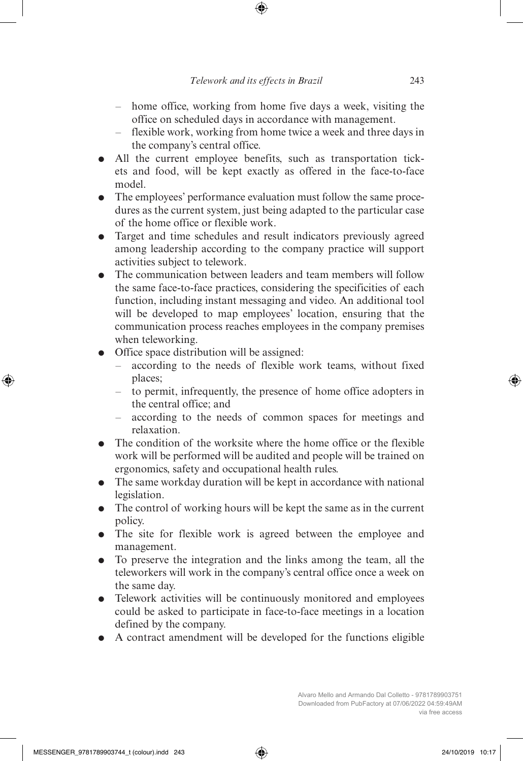- home office, working from home five days a week, visiting the office on scheduled days in accordance with management.
  - flexible work, working from home twice a week and three days in the company's central office.
- All the current employee benefits, such as transportation tickets and food, will be kept exactly as offered in the face-to-face model.
- The employees' performance evaluation must follow the same procedures as the current system, just being adapted to the particular case of the home office or flexible work.
- Target and time schedules and result indicators previously agreed among leadership according to the company practice will support activities subject to telework.
- The communication between leaders and team members will follow the same face-to-face practices, considering the specificities of each function, including instant messaging and video. An additional tool will be developed to map employees' location, ensuring that the communication process reaches employees in the company premises when teleworking.
- Office space distribution will be assigned:
  - according to the needs of flexible work teams, without fixed places;
  - to permit, infrequently, the presence of home office adopters in the central office; and
  - according to the needs of common spaces for meetings and relaxation.
- The condition of the worksite where the home office or the flexible work will be performed will be audited and people will be trained on ergonomics, safety and occupational health rules.
- The same workday duration will be kept in accordance with national legislation.
- The control of working hours will be kept the same as in the current policy.
- The site for flexible work is agreed between the employee and management.
- To preserve the integration and the links among the team, all the teleworkers will work in the company's central office once a week on the same day.
- Telework activities will be continuously monitored and employees could be asked to participate in face-to-face meetings in a location defined by the company.
- A contract amendment will be developed for the functions eligible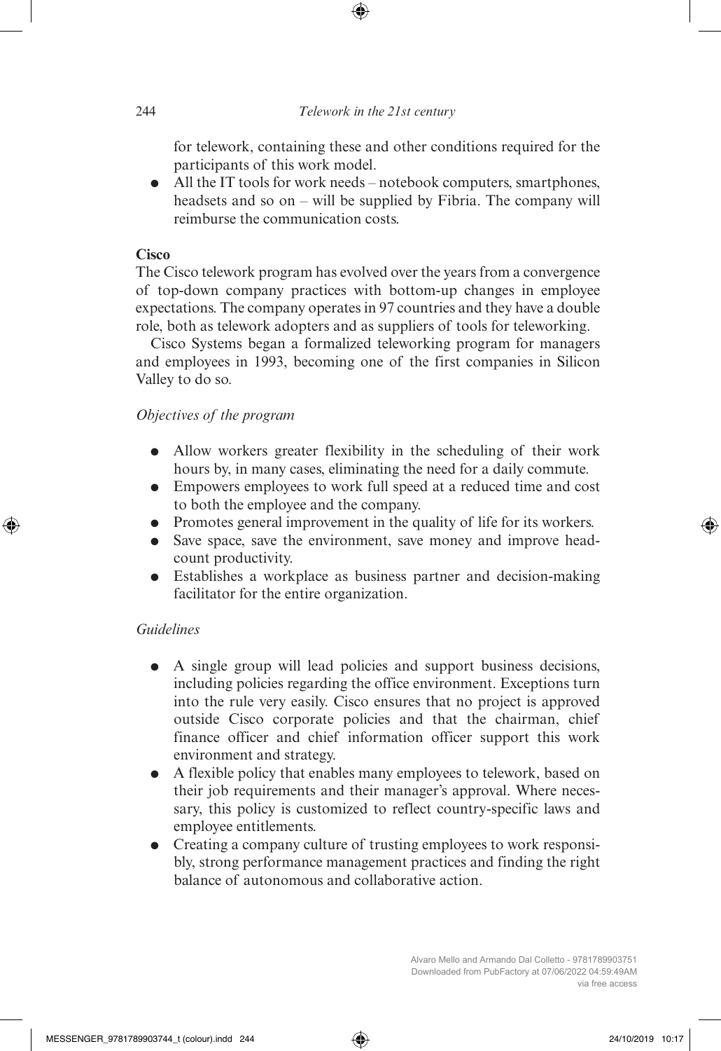for telework, containing these and other conditions required for the participants of this work model.

- All the IT tools for work needs – notebook computers, smartphones, headsets and so on – will be supplied by Fibria. The company will reimburse the communication costs.

**Cisco**

The Cisco telework program has evolved over the years from a convergence of top-down company practices with bottom-up changes in employee expectations. The company operates in 97 countries and they have a double role, both as telework adopters and as suppliers of tools for teleworking.

Cisco Systems began a formalized teleworking program for managers and employees in 1993, becoming one of the first companies in Silicon Valley to do so.

*Objectives of the program*

- Allow workers greater flexibility in the scheduling of their work hours by, in many cases, eliminating the need for a daily commute.
- Empowers employees to work full speed at a reduced time and cost to both the employee and the company.
- Promotes general improvement in the quality of life for its workers.
- Save space, save the environment, save money and improve head-count productivity.
- Establishes a workplace as business partner and decision-making facilitator for the entire organization.

*Guidelines*

- A single group will lead policies and support business decisions, including policies regarding the office environment. Exceptions turn into the rule very easily. Cisco ensures that no project is approved outside Cisco corporate policies and that the chairman, chief finance officer and chief information officer support this work environment and strategy.
- A flexible policy that enables many employees to telework, based on their job requirements and their manager's approval. Where necessary, this policy is customized to reflect country-specific laws and employee entitlements.
- Creating a company culture of trusting employees to work responsibly, strong performance management practices and finding the right balance of autonomous and collaborative action.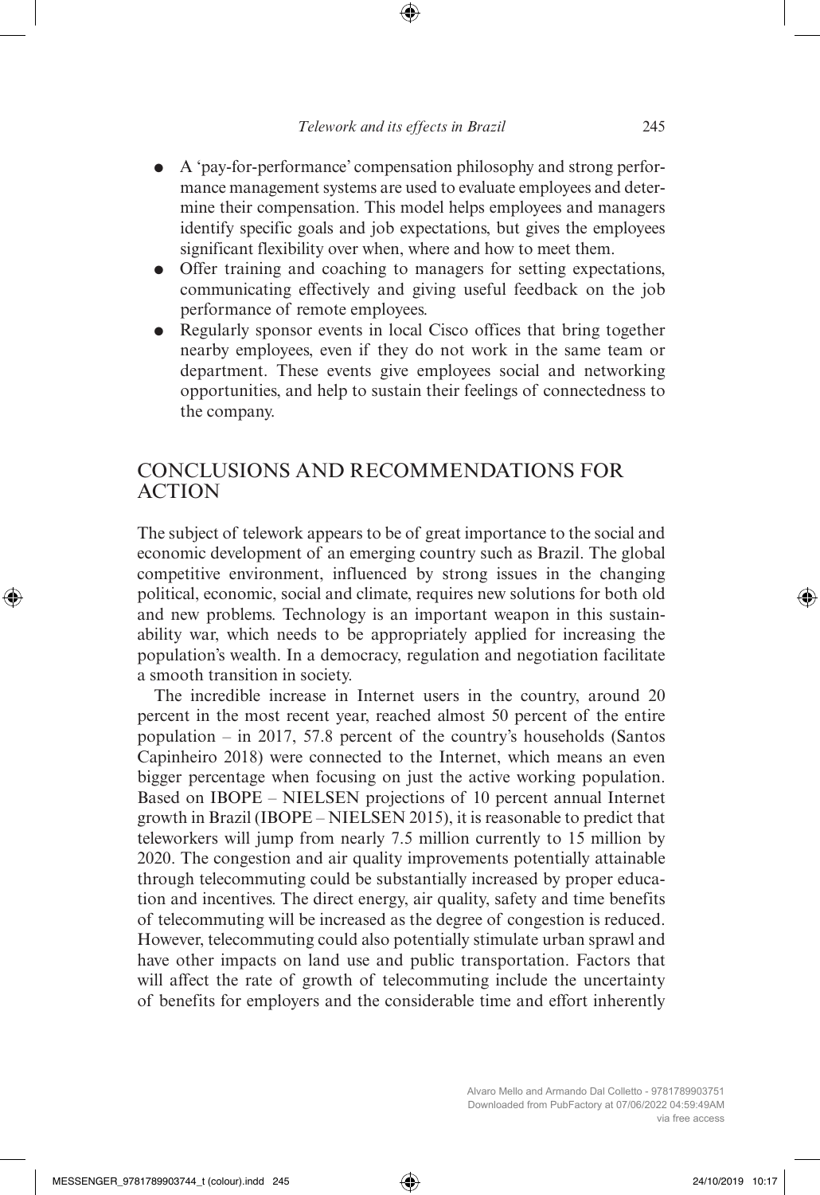- A 'pay-for-performance' compensation philosophy and strong performance management systems are used to evaluate employees and determine their compensation. This model helps employees and managers identify specific goals and job expectations, but gives the employees significant flexibility over when, where and how to meet them.
- Offer training and coaching to managers for setting expectations, communicating effectively and giving useful feedback on the job performance of remote employees.
- Regularly sponsor events in local Cisco offices that bring together nearby employees, even if they do not work in the same team or department. These events give employees social and networking opportunities, and help to sustain their feelings of connectedness to the company.

## CONCLUSIONS AND RECOMMENDATIONS FOR ACTION

The subject of telework appears to be of great importance to the social and economic development of an emerging country such as Brazil. The global competitive environment, influenced by strong issues in the changing political, economic, social and climate, requires new solutions for both old and new problems. Technology is an important weapon in this sustainability war, which needs to be appropriately applied for increasing the population's wealth. In a democracy, regulation and negotiation facilitate a smooth transition in society.

The incredible increase in Internet users in the country, around 20 percent in the most recent year, reached almost 50 percent of the entire population – in 2017, 57.8 percent of the country's households (Santos Capinheiro 2018) were connected to the Internet, which means an even bigger percentage when focusing on just the active working population. Based on IBOPE – NIELSEN projections of 10 percent annual Internet growth in Brazil (IBOPE – NIELSEN 2015), it is reasonable to predict that teleworkers will jump from nearly 7.5 million currently to 15 million by 2020. The congestion and air quality improvements potentially attainable through telecommuting could be substantially increased by proper education and incentives. The direct energy, air quality, safety and time benefits of telecommuting will be increased as the degree of congestion is reduced. However, telecommuting could also potentially stimulate urban sprawl and have other impacts on land use and public transportation. Factors that will affect the rate of growth of telecommuting include the uncertainty of benefits for employers and the considerable time and effort inherently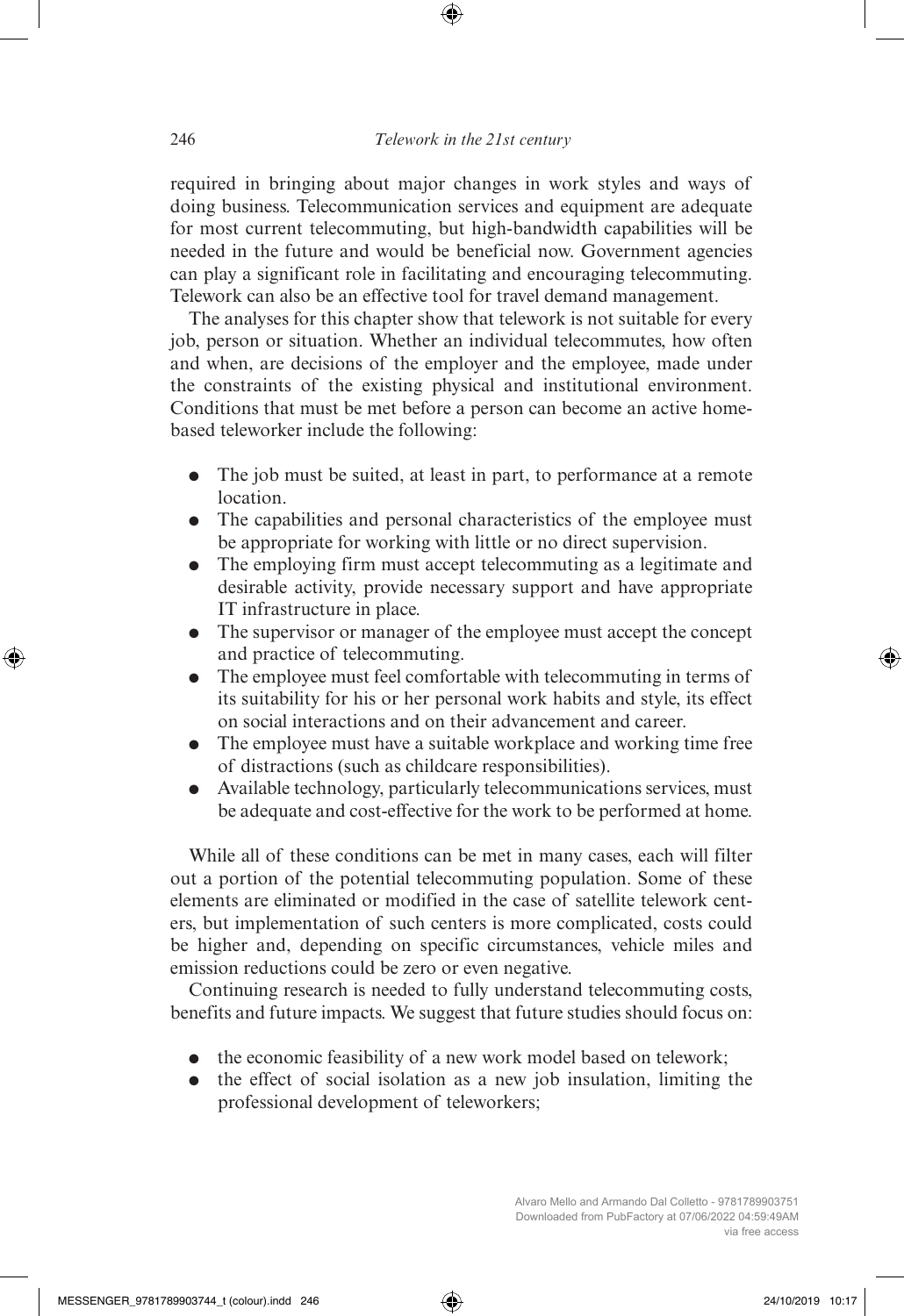required in bringing about major changes in work styles and ways of doing business. Telecommunication services and equipment are adequate for most current telecommuting, but high-bandwidth capabilities will be needed in the future and would be beneficial now. Government agencies can play a significant role in facilitating and encouraging telecommuting. Telework can also be an effective tool for travel demand management.

The analyses for this chapter show that telework is not suitable for every job, person or situation. Whether an individual telecommutes, how often and when, are decisions of the employer and the employee, made under the constraints of the existing physical and institutional environment. Conditions that must be met before a person can become an active home-based teleworker include the following:

- The job must be suited, at least in part, to performance at a remote location.
- The capabilities and personal characteristics of the employee must be appropriate for working with little or no direct supervision.
- The employing firm must accept telecommuting as a legitimate and desirable activity, provide necessary support and have appropriate IT infrastructure in place.
- The supervisor or manager of the employee must accept the concept and practice of telecommuting.
- The employee must feel comfortable with telecommuting in terms of its suitability for his or her personal work habits and style, its effect on social interactions and on their advancement and career.
- The employee must have a suitable workplace and working time free of distractions (such as childcare responsibilities).
- Available technology, particularly telecommunications services, must be adequate and cost-effective for the work to be performed at home.

While all of these conditions can be met in many cases, each will filter out a portion of the potential telecommuting population. Some of these elements are eliminated or modified in the case of satellite telework centers, but implementation of such centers is more complicated, costs could be higher and, depending on specific circumstances, vehicle miles and emission reductions could be zero or even negative.

Continuing research is needed to fully understand telecommuting costs, benefits and future impacts. We suggest that future studies should focus on:

- the economic feasibility of a new work model based on telework;
- the effect of social isolation as a new job insulation, limiting the professional development of teleworkers;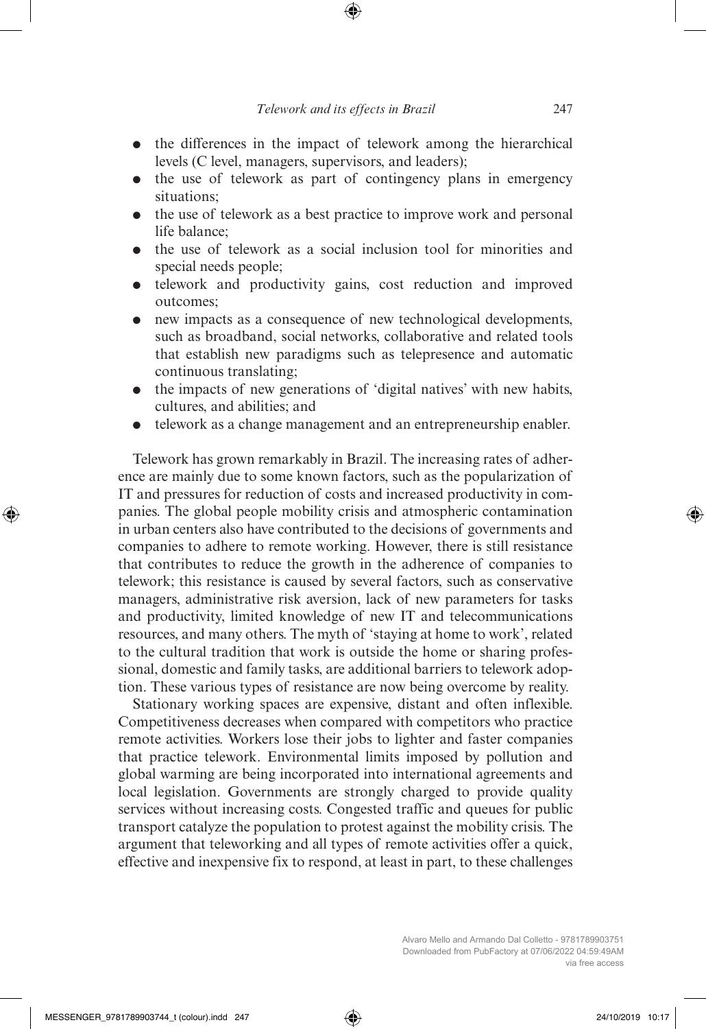- the differences in the impact of telework among the hierarchical levels (C level, managers, supervisors, and leaders);
- the use of telework as part of contingency plans in emergency situations;
- the use of telework as a best practice to improve work and personal life balance;
- the use of telework as a social inclusion tool for minorities and special needs people;
- telework and productivity gains, cost reduction and improved outcomes;
- new impacts as a consequence of new technological developments, such as broadband, social networks, collaborative and related tools that establish new paradigms such as telepresence and automatic continuous translating;
- the impacts of new generations of 'digital natives' with new habits, cultures, and abilities; and
- telework as a change management and an entrepreneurship enabler.

Telework has grown remarkably in Brazil. The increasing rates of adherence are mainly due to some known factors, such as the popularization of IT and pressures for reduction of costs and increased productivity in companies. The global people mobility crisis and atmospheric contamination in urban centers also have contributed to the decisions of governments and companies to adhere to remote working. However, there is still resistance that contributes to reduce the growth in the adherence of companies to telework; this resistance is caused by several factors, such as conservative managers, administrative risk aversion, lack of new parameters for tasks and productivity, limited knowledge of new IT and telecommunications resources, and many others. The myth of 'staying at home to work', related to the cultural tradition that work is outside the home or sharing professional, domestic and family tasks, are additional barriers to telework adoption. These various types of resistance are now being overcome by reality.

Stationary working spaces are expensive, distant and often inflexible. Competitiveness decreases when compared with competitors who practice remote activities. Workers lose their jobs to lighter and faster companies that practice telework. Environmental limits imposed by pollution and global warming are being incorporated into international agreements and local legislation. Governments are strongly charged to provide quality services without increasing costs. Congested traffic and queues for public transport catalyze the population to protest against the mobility crisis. The argument that teleworking and all types of remote activities offer a quick, effective and inexpensive fix to respond, at least in part, to these challenges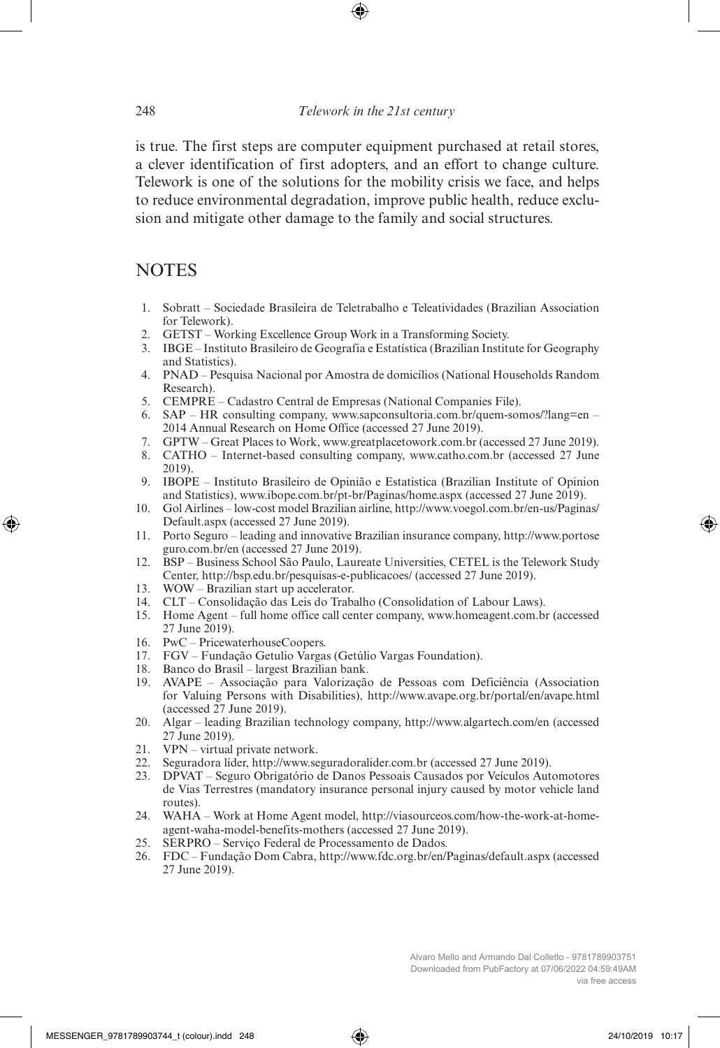is true. The first steps are computer equipment purchased at retail stores, a clever identification of first adopters, and an effort to change culture. Telework is one of the solutions for the mobility crisis we face, and helps to reduce environmental degradation, improve public health, reduce exclusion and mitigate other damage to the family and social structures.

## NOTES

1. Sobratt – Sociedade Brasileira de Teletrabalho e Teleatividades (Brazilian Association for Telework).
2. GETST – Working Excellence Group Work in a Transforming Society.
3. IBGE – Instituto Brasileiro de Geografia e Estatística (Brazilian Institute for Geography and Statistics).
4. PNAD – Pesquisa Nacional por Amostra de domicílios (National Households Random Research).
5. CEMPRE – Cadastro Central de Empresas (National Companies File).
6. SAP – HR consulting company, www.sapconsultoria.com.br/quem-somos/?lang=en – 2014 Annual Research on Home Office (accessed 27 June 2019).
7. GPTW – Great Places to Work, www.greatplacetowork.com.br (accessed 27 June 2019).
8. CATHO – Internet-based consulting company, www.catho.com.br (accessed 27 June 2019).
9. IBOPE – Instituto Brasileiro de Opinião e Estatistica (Brazilian Institute of Opinion and Statistics), www.ibope.com.br/pt-br/Paginas/home.aspx (accessed 27 June 2019).
10. Gol Airlines – low-cost model Brazilian airline, http://www.voegol.com.br/en-us/Paginas/Default.aspx (accessed 27 June 2019).
11. Porto Seguro – leading and innovative Brazilian insurance company, http://www.portoseguro.com.br/en (accessed 27 June 2019).
12. BSP – Business School São Paulo, Laureate Universities, CETEL is the Telework Study Center, http://bsp.edu.br/pesquisas-e-publicacoes/ (accessed 27 June 2019).
13. WOW – Brazilian start up accelerator.
14. CLT – Consolidação das Leis do Trabalho (Consolidation of Labour Laws).
15. Home Agent – full home office call center company, www.homeagent.com.br (accessed 27 June 2019).
16. PwC – PricewaterhouseCoopers.
17. FGV – Fundação Getulio Vargas (Getúlio Vargas Foundation).
18. Banco do Brasil – largest Brazilian bank.
19. AVAPE – Associação para Valorização de Pessoas com Deficiência (Association for Valuing Persons with Disabilities), http://www.avape.org.br/portal/en/avape.html (accessed 27 June 2019).
20. Algar – leading Brazilian technology company, http://www.algartech.com/en (accessed 27 June 2019).
21. VPN – virtual private network.
22. Seguradora líder, http://www.seguradoralider.com.br (accessed 27 June 2019).
23. DPVAT – Seguro Obrigatório de Danos Pessoais Causados por Veículos Automotores de Vias Terrestres (mandatory insurance personal injury caused by motor vehicle land routes).
24. WAHA – Work at Home Agent model, http://viasourceos.com/how-the-work-at-home-agent-waha-model-benefits-mothers (accessed 27 June 2019).
25. SERPRO – Serviço Federal de Processamento de Dados.
26. FDC – Fundação Dom Cabra, http://www.fdc.org.br/en/Paginas/default.aspx (accessed 27 June 2019).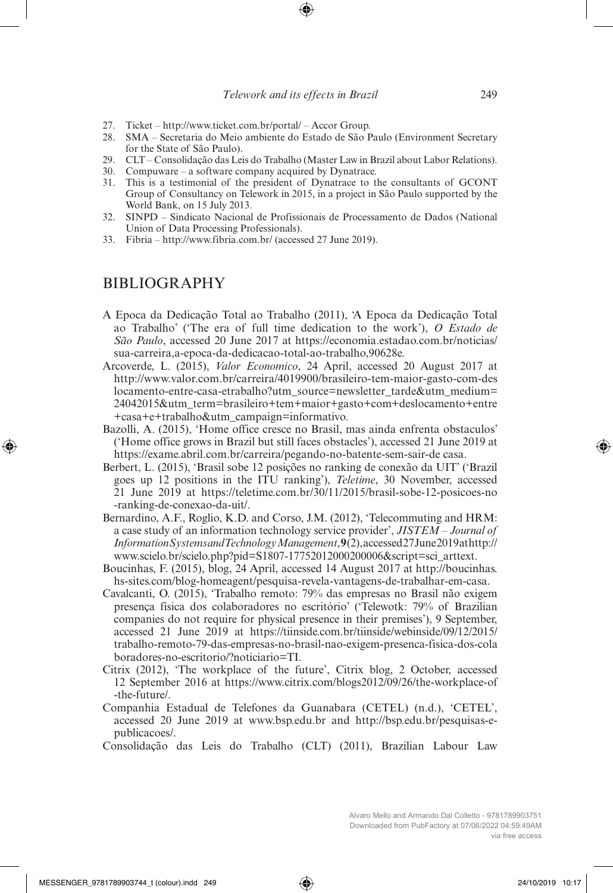27. Ticket – http://www.ticket.com.br/portal/ – Accor Group.
28. SMA – Secretaria do Meio ambiente do Estado de São Paulo (Environment Secretary for the State of São Paulo).
29. CLT – Consolidação das Leis do Trabalho (Master Law in Brazil about Labor Relations).
30. Compuware – a software company acquired by Dynatrace.
31. This is a testimonial of the president of Dynatrace to the consultants of GCONT Group of Consultancy on Telework in 2015, in a project in São Paulo supported by the World Bank, on 15 July 2013.
32. SINPD – Sindicato Nacional de Profissionais de Processamento de Dados (National Union of Data Processing Professionals).
33. Fibria – http://www.fibria.com.br/ (accessed 27 June 2019).

## BIBLIOGRAPHY

A Epoca da Dedicação Total ao Trabalho (2011), 'A Epoca da Dedicação Total ao Trabalho' ('The era of full time dedication to the work'), *O Estado de São Paulo*, accessed 20 June 2017 at https://economia.estadao.com.br/noticias/sua-carreira,a-epoca-da-dedicacao-total-ao-trabalho,90628e.

Arcoverde, L. (2015), *Valor Economico*, 24 April, accessed 20 August 2017 at http://www.valor.com.br/carreira/4019900/brasileiro-tem-maior-gasto-com-deslocamento-entre-casa-etrabalho?utm_source=newsletter_tarde&utm_medium=24042015&utm_term=brasileiro+tem+maior+gasto+com+deslocamento+entre+casa+e+trabalho&utm_campaign=informativo.

Bazolli, A. (2015), 'Home office cresce no Brasil, mas ainda enfrenta obstaculos' ('Home office grows in Brazil but still faces obstacles'), accessed 21 June 2019 at https://exame.abril.com.br/carreira/pegando-no-batente-sem-sair-de casa.

Berbert, L. (2015), 'Brasil sobe 12 posições no ranking de conexão da UIT' ('Brazil goes up 12 positions in the ITU ranking'), *Teletime*, 30 November, accessed 21 June 2019 at https://teletime.com.br/30/11/2015/brasil-sobe-12-posicoes-no-ranking-de-conexao-da-uit/.

Bernardino, A.F., Roglio, K.D. and Corso, J.M. (2012), 'Telecommuting and HRM: a case study of an information technology service provider', *JISTEM – Journal of InformationSystemsandTechnologyManagement*,**9**(2),accessed27June2019athttp://www.scielo.br/scielo.php?pid=S1807-17752012000200006&script=sci_arttext.

Boucinhas, F. (2015), blog, 24 April, accessed 14 August 2017 at http://boucinhas.hs-sites.com/blog-homeagent/pesquisa-revela-vantagens-de-trabalhar-em-casa.

Cavalcanti, O. (2015), 'Trabalho remoto: 79% das empresas no Brasil não exigem presença física dos colaboradores no escritório' ('Telewotk: 79% of Brazilian companies do not require for physical presence in their premises'), 9 September, accessed 21 June 2019 at https://tiinside.com.br/tiinside/webinside/09/12/2015/trabalho-remoto-79-das-empresas-no-brasil-nao-exigem-presenca-fisica-dos-colaboradores-no-escritorio/?noticiario=TI.

Citrix (2012), 'The workplace of the future', Citrix blog, 2 October, accessed 12 September 2016 at https://www.citrix.com/blogs2012/09/26/the-workplace-of-the-future/.

Companhia Estadual de Telefones da Guanabara (CETEL) (n.d.), 'CETEL', accessed 20 June 2019 at www.bsp.edu.br and http://bsp.edu.br/pesquisas-e-publicacoes/.

Consolidação das Leis do Trabalho (CLT) (2011), Brazilian Labour Law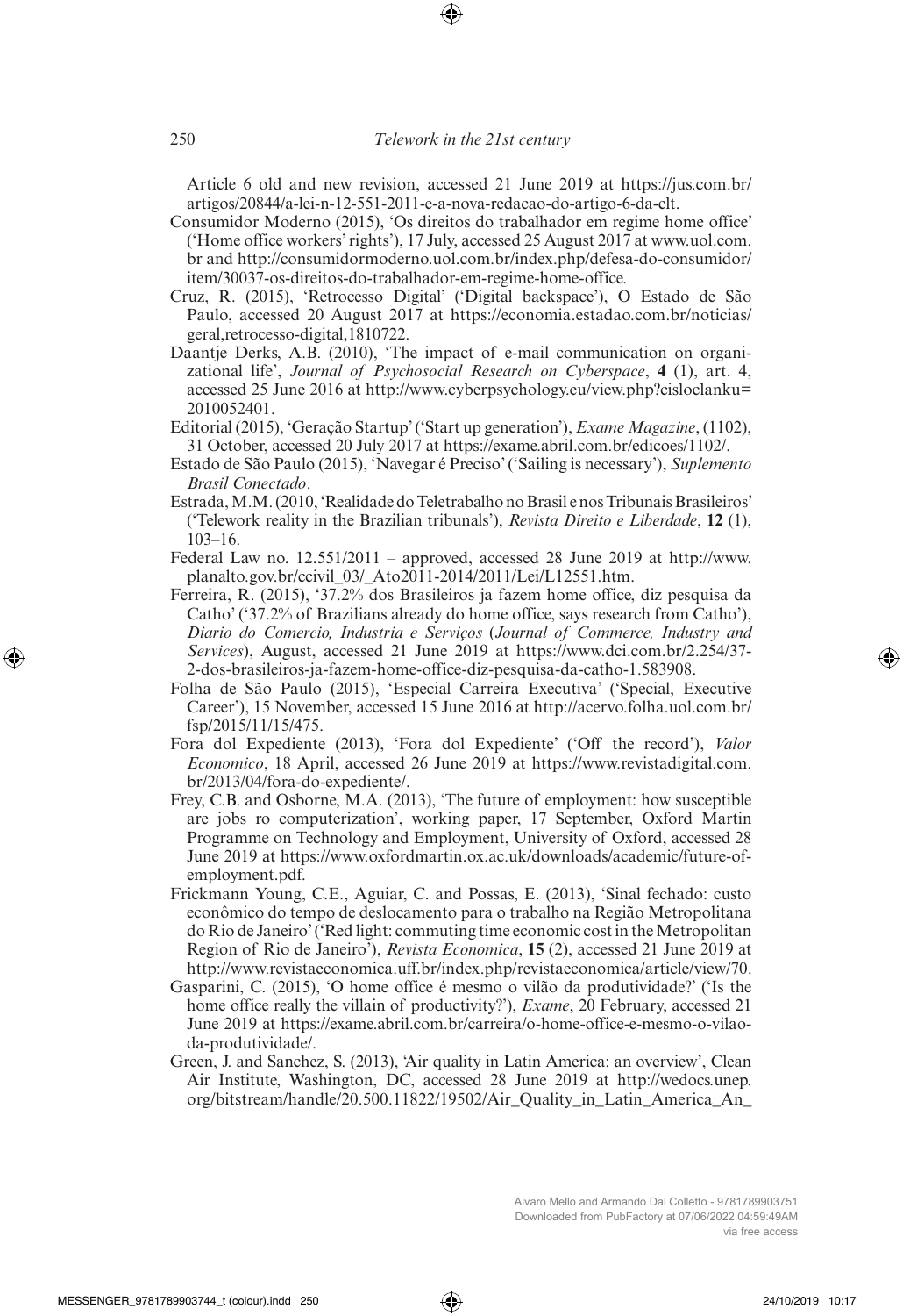Article 6 old and new revision, accessed 21 June 2019 at https://jus.com.br/artigos/20844/a-lei-n-12-551-2011-e-a-nova-redacao-do-artigo-6-da-clt.

Consumidor Moderno (2015), 'Os direitos do trabalhador em regime home office' ('Home office workers' rights'), 17 July, accessed 25 August 2017 at www.uol.com.br and http://consumidormoderno.uol.com.br/index.php/defesa-do-consumidor/item/30037-os-direitos-do-trabalhador-em-regime-home-office.

Cruz, R. (2015), 'Retrocesso Digital' ('Digital backspace'), O Estado de São Paulo, accessed 20 August 2017 at https://economia.estadao.com.br/noticias/geral,retrocesso-digital,1810722.

Daantje Derks, A.B. (2010), 'The impact of e-mail communication on organizational life', *Journal of Psychosocial Research on Cyberspace*, **4** (1), art. 4, accessed 25 June 2016 at http://www.cyberpsychology.eu/view.php?cisloclanku=2010052401.

Editorial (2015), 'Geração Startup' ('Start up generation'), *Exame Magazine*, (1102), 31 October, accessed 20 July 2017 at https://exame.abril.com.br/edicoes/1102/.

Estado de São Paulo (2015), 'Navegar é Preciso' ('Sailing is necessary'), *Suplemento Brasil Conectado*.

Estrada, M.M. (2010, 'Realidade do Teletrabalho no Brasil e nos Tribunais Brasileiros' ('Telework reality in the Brazilian tribunals'), *Revista Direito e Liberdade*, **12** (1), 103–16.

Federal Law no. 12.551/2011 – approved, accessed 28 June 2019 at http://www.planalto.gov.br/ccivil_03/_Ato2011-2014/2011/Lei/L12551.htm.

Ferreira, R. (2015), '37.2% dos Brasileiros ja fazem home office, diz pesquisa da Catho' ('37.2% of Brazilians already do home office, says research from Catho'), *Diario do Comercio, Industria e Serviços* (*Journal of Commerce, Industry and Services*), August, accessed 21 June 2019 at https://www.dci.com.br/2.254/37-2-dos-brasileiros-ja-fazem-home-office-diz-pesquisa-da-catho-1.583908.

Folha de São Paulo (2015), 'Especial Carreira Executiva' ('Special, Executive Career'), 15 November, accessed 15 June 2016 at http://acervo.folha.uol.com.br/fsp/2015/11/15/475.

Fora dol Expediente (2013), 'Fora dol Expediente' ('Off the record'), *Valor Economico*, 18 April, accessed 26 June 2019 at https://www.revistadigital.com.br/2013/04/fora-do-expediente/.

Frey, C.B. and Osborne, M.A. (2013), 'The future of employment: how susceptible are jobs ro computerization', working paper, 17 September, Oxford Martin Programme on Technology and Employment, University of Oxford, accessed 28 June 2019 at https://www.oxfordmartin.ox.ac.uk/downloads/academic/future-of-employment.pdf.

Frickmann Young, C.E., Aguiar, C. and Possas, E. (2013), 'Sinal fechado: custo econômico do tempo de deslocamento para o trabalho na Região Metropolitana do Rio de Janeiro' ('Red light: commuting time economic cost in the Metropolitan Region of Rio de Janeiro'), *Revista Economica*, **15** (2), accessed 21 June 2019 at http://www.revistaeconomica.uff.br/index.php/revistaeconomica/article/view/70.

Gasparini, C. (2015), 'O home office é mesmo o vilão da produtividade?' ('Is the home office really the villain of productivity?'), *Exame*, 20 February, accessed 21 June 2019 at https://exame.abril.com.br/carreira/o-home-office-e-mesmo-o-vilao-da-produtividade/.

Green, J. and Sanchez, S. (2013), 'Air quality in Latin America: an overview', Clean Air Institute, Washington, DC, accessed 28 June 2019 at http://wedocs.unep.org/bitstream/handle/20.500.11822/19502/Air_Quality_in_Latin_America_An_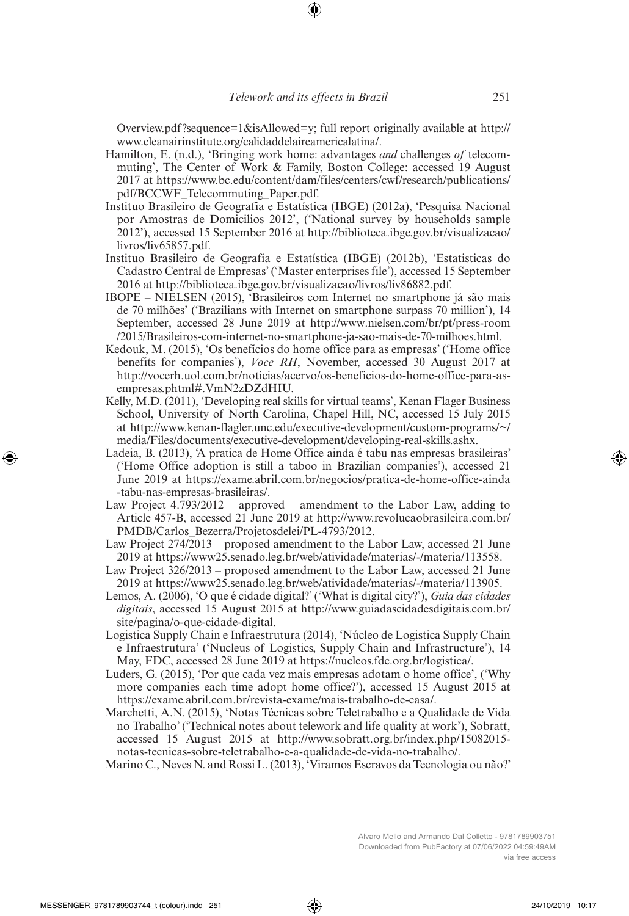Overview.pdf?sequence=1&isAllowed=y; full report originally available at http://www.cleanairinstitute.org/calidaddelaireamericalatina/.

Hamilton, E. (n.d.), 'Bringing work home: advantages *and* challenges *of* telecommuting', The Center of Work & Family, Boston College: accessed 19 August 2017 at https://www.bc.edu/content/dam/files/centers/cwf/research/publications/pdf/BCCWF_Telecommuting_Paper.pdf.

Instituo Brasileiro de Geografia e Estatística (IBGE) (2012a), 'Pesquisa Nacional por Amostras de Domicilios 2012', ('National survey by households sample 2012'), accessed 15 September 2016 at http://biblioteca.ibge.gov.br/visualizacao/livros/liv65857.pdf.

Instituo Brasileiro de Geografia e Estatística (IBGE) (2012b), 'Estatisticas do Cadastro Central de Empresas' ('Master enterprises file'), accessed 15 September 2016 at http://biblioteca.ibge.gov.br/visualizacao/livros/liv86882.pdf.

IBOPE – NIELSEN (2015), 'Brasileiros com Internet no smartphone já são mais de 70 milhões' ('Brazilians with Internet on smartphone surpass 70 million'), 14 September, accessed 28 June 2019 at http://www.nielsen.com/br/pt/press-room/2015/Brasileiros-com-internet-no-smartphone-ja-sao-mais-de-70-milhoes.html.

Kedouk, M. (2015), 'Os benefícios do home office para as empresas' ('Home office benefits for companies'), *Voce RH*, November, accessed 30 August 2017 at http://vocerh.uol.com.br/noticias/acervo/os-beneficios-do-home-office-para-as-empresas.phtml#.VmN2zDZdHIU.

Kelly, M.D. (2011), 'Developing real skills for virtual teams', Kenan Flager Business School, University of North Carolina, Chapel Hill, NC, accessed 15 July 2015 at http://www.kenan-flagler.unc.edu/executive-development/custom-programs/~/media/Files/documents/executive-development/developing-real-skills.ashx.

Ladeia, B. (2013), 'A pratica de Home Office ainda é tabu nas empresas brasileiras' ('Home Office adoption is still a taboo in Brazilian companies'), accessed 21 June 2019 at https://exame.abril.com.br/negocios/pratica-de-home-office-ainda-tabu-nas-empresas-brasileiras/.

Law Project 4.793/2012 – approved – amendment to the Labor Law, adding to Article 457-B, accessed 21 June 2019 at http://www.revolucaobrasileira.com.br/PMDB/Carlos_Bezerra/Projetosdelei/PL-4793/2012.

Law Project 274/2013 – proposed amendment to the Labor Law, accessed 21 June 2019 at https://www25.senado.leg.br/web/atividade/materias/-/materia/113558.

Law Project 326/2013 – proposed amendment to the Labor Law, accessed 21 June 2019 at https://www25.senado.leg.br/web/atividade/materias/-/materia/113905.

Lemos, A. (2006), 'O que é cidade digital?' ('What is digital city?'), *Guia das cidades digitais*, accessed 15 August 2015 at http://www.guiadascidadesdigitais.com.br/site/pagina/o-que-cidade-digital.

Logistica Supply Chain e Infraestrutura (2014), 'Núcleo de Logistica Supply Chain e Infraestrutura' ('Nucleus of Logistics, Supply Chain and Infrastructure'), 14 May, FDC, accessed 28 June 2019 at https://nucleos.fdc.org.br/logistica/.

Luders, G. (2015), 'Por que cada vez mais empresas adotam o home office', ('Why more companies each time adopt home office?'), accessed 15 August 2015 at https://exame.abril.com.br/revista-exame/mais-trabalho-de-casa/.

Marchetti, A.N. (2015), 'Notas Técnicas sobre Teletrabalho e a Qualidade de Vida no Trabalho' ('Technical notes about telework and life quality at work'), Sobratt, accessed 15 August 2015 at http://www.sobratt.org.br/index.php/15082015-notas-tecnicas-sobre-teletrabalho-e-a-qualidade-de-vida-no-trabalho/.

Marino C., Neves N. and Rossi L. (2013), 'Viramos Escravos da Tecnologia ou não?'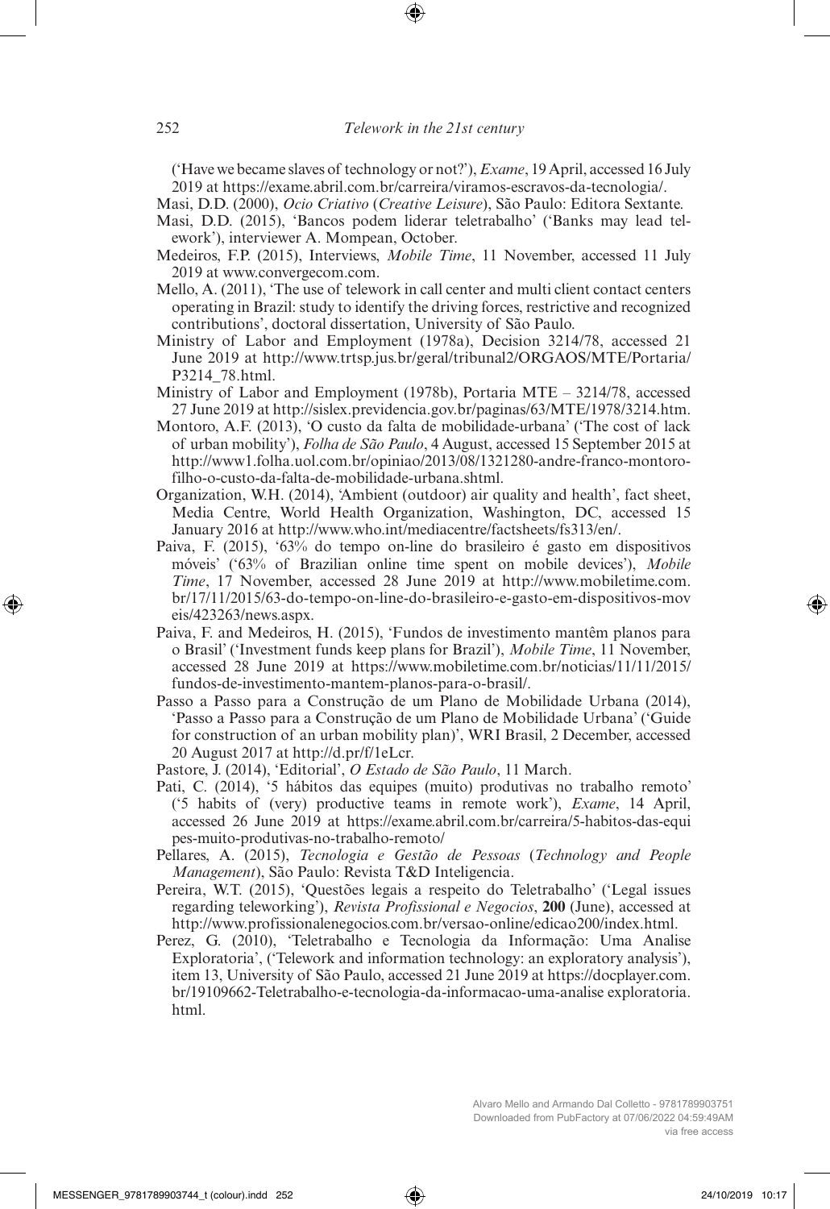('Have we became slaves of technology or not?'), *Exame*, 19 April, accessed 16 July 2019 at https://exame.abril.com.br/carreira/viramos-escravos-da-tecnologia/.

Masi, D.D. (2000), *Ocio Criativo* (*Creative Leisure*), São Paulo: Editora Sextante.

Masi, D.D. (2015), 'Bancos podem liderar teletrabalho' ('Banks may lead telework'), interviewer A. Mompean, October.

Medeiros, F.P. (2015), Interviews, *Mobile Time*, 11 November, accessed 11 July 2019 at www.convergecom.com.

Mello, A. (2011), 'The use of telework in call center and multi client contact centers operating in Brazil: study to identify the driving forces, restrictive and recognized contributions', doctoral dissertation, University of São Paulo.

Ministry of Labor and Employment (1978a), Decision 3214/78, accessed 21 June 2019 at http://www.trtsp.jus.br/geral/tribunal2/ORGAOS/MTE/Portaria/P3214_78.html.

Ministry of Labor and Employment (1978b), Portaria MTE – 3214/78, accessed 27 June 2019 at http://sislex.previdencia.gov.br/paginas/63/MTE/1978/3214.htm.

Montoro, A.F. (2013), 'O custo da falta de mobilidade-urbana' ('The cost of lack of urban mobility'), *Folha de São Paulo*, 4 August, accessed 15 September 2015 at http://www1.folha.uol.com.br/opiniao/2013/08/1321280-andre-franco-montoro-filho-o-custo-da-falta-de-mobilidade-urbana.shtml.

Organization, W.H. (2014), 'Ambient (outdoor) air quality and health', fact sheet, Media Centre, World Health Organization, Washington, DC, accessed 15 January 2016 at http://www.who.int/mediacentre/factsheets/fs313/en/.

Paiva, F. (2015), '63% do tempo on-line do brasileiro é gasto em dispositivos móveis' ('63% of Brazilian online time spent on mobile devices'), *Mobile Time*, 17 November, accessed 28 June 2019 at http://www.mobiletime.com.br/17/11/2015/63-do-tempo-on-line-do-brasileiro-e-gasto-em-dispositivos-moveis/423263/news.aspx.

Paiva, F. and Medeiros, H. (2015), 'Fundos de investimento mantêm planos para o Brasil' ('Investment funds keep plans for Brazil'), *Mobile Time*, 11 November, accessed 28 June 2019 at https://www.mobiletime.com.br/noticias/11/11/2015/fundos-de-investimento-mantem-planos-para-o-brasil/.

Passo a Passo para a Construção de um Plano de Mobilidade Urbana (2014), 'Passo a Passo para a Construção de um Plano de Mobilidade Urbana' ('Guide for construction of an urban mobility plan)', WRI Brasil, 2 December, accessed 20 August 2017 at http://d.pr/f/1eLcr.

Pastore, J. (2014), 'Editorial', *O Estado de São Paulo*, 11 March.

Pati, C. (2014), '5 hábitos das equipes (muito) produtivas no trabalho remoto' ('5 habits of (very) productive teams in remote work'), *Exame*, 14 April, accessed 26 June 2019 at https://exame.abril.com.br/carreira/5-habitos-das-equipes-muito-produtivas-no-trabalho-remoto/

Pellares, A. (2015), *Tecnologia e Gestão de Pessoas* (*Technology and People Management*), São Paulo: Revista T&D Inteligencia.

Pereira, W.T. (2015), 'Questões legais a respeito do Teletrabalho' ('Legal issues regarding teleworking'), *Revista Profissional e Negocios*, **200** (June), accessed at http://www.profissionalenegocios.com.br/versao-online/edicao200/index.html.

Perez, G. (2010), 'Teletrabalho e Tecnologia da Informação: Uma Analise Exploratoria', ('Telework and information technology: an exploratory analysis'), item 13, University of São Paulo, accessed 21 June 2019 at https://docplayer.com.br/19109662-Teletrabalho-e-tecnologia-da-informacao-uma-analise exploratoria.html.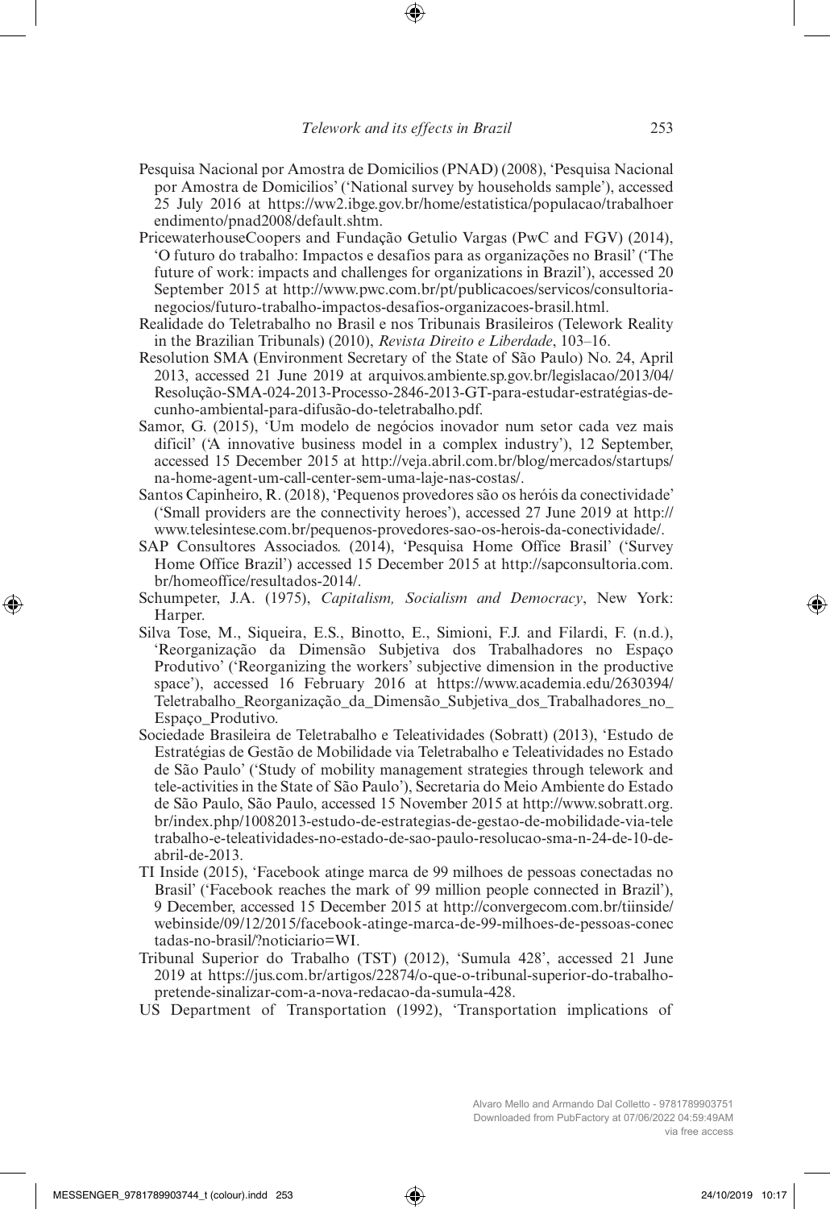Pesquisa Nacional por Amostra de Domicilios (PNAD) (2008), 'Pesquisa Nacional por Amostra de Domicilios' ('National survey by households sample'), accessed 25 July 2016 at https://ww2.ibge.gov.br/home/estatistica/populacao/trabalhoerendimento/pnad2008/default.shtm.

PricewaterhouseCoopers and Fundação Getulio Vargas (PwC and FGV) (2014), 'O futuro do trabalho: Impactos e desafios para as organizações no Brasil' ('The future of work: impacts and challenges for organizations in Brazil'), accessed 20 September 2015 at http://www.pwc.com.br/pt/publicacoes/servicos/consultoria-negocios/futuro-trabalho-impactos-desafios-organizacoes-brasil.html.

Realidade do Teletrabalho no Brasil e nos Tribunais Brasileiros (Telework Reality in the Brazilian Tribunals) (2010), *Revista Direito e Liberdade*, 103–16.

Resolution SMA (Environment Secretary of the State of São Paulo) No. 24, April 2013, accessed 21 June 2019 at arquivos.ambiente.sp.gov.br/legislacao/2013/04/Resolução-SMA-024-2013-Processo-2846-2013-GT-para-estudar-estratégias-de-cunho-ambiental-para-difusão-do-teletrabalho.pdf.

Samor, G. (2015), 'Um modelo de negócios inovador num setor cada vez mais difícil' ('A innovative business model in a complex industry'), 12 September, accessed 15 December 2015 at http://veja.abril.com.br/blog/mercados/startups/na-home-agent-um-call-center-sem-uma-laje-nas-costas/.

Santos Capinheiro, R. (2018), 'Pequenos provedores são os heróis da conectividade' ('Small providers are the connectivity heroes'), accessed 27 June 2019 at http://www.telesintese.com.br/pequenos-provedores-sao-os-herois-da-conectividade/.

SAP Consultores Associados. (2014), 'Pesquisa Home Office Brasil' ('Survey Home Office Brazil') accessed 15 December 2015 at http://sapconsultoria.com.br/homeoffice/resultados-2014/.

Schumpeter, J.A. (1975), *Capitalism, Socialism and Democracy*, New York: Harper.

Silva Tose, M., Siqueira, E.S., Binotto, E., Simioni, F.J. and Filardi, F. (n.d.), 'Reorganização da Dimensão Subjetiva dos Trabalhadores no Espaço Produtivo' ('Reorganizing the workers' subjective dimension in the productive space'), accessed 16 February 2016 at https://www.academia.edu/2630394/Teletrabalho_Reorganização_da_Dimensão_Subjetiva_dos_Trabalhadores_no_Espaço_Produtivo.

Sociedade Brasileira de Teletrabalho e Teleatividades (Sobratt) (2013), 'Estudo de Estratégias de Gestão de Mobilidade via Teletrabalho e Teleatividades no Estado de São Paulo' ('Study of mobility management strategies through telework and tele-activities in the State of São Paulo'), Secretaria do Meio Ambiente do Estado de São Paulo, São Paulo, accessed 15 November 2015 at http://www.sobratt.org.br/index.php/10082013-estudo-de-estrategias-de-gestao-de-mobilidade-via-teletrabalho-e-teleatividades-no-estado-de-sao-paulo-resolucao-sma-n-24-de-10-de-abril-de-2013.

TI Inside (2015), 'Facebook atinge marca de 99 milhoes de pessoas conectadas no Brasil' ('Facebook reaches the mark of 99 million people connected in Brazil'), 9 December, accessed 15 December 2015 at http://convergecom.com.br/tiinside/webinside/09/12/2015/facebook-atinge-marca-de-99-milhoes-de-pessoas-conectadas-no-brasil/?noticiario=WI.

Tribunal Superior do Trabalho (TST) (2012), 'Sumula 428', accessed 21 June 2019 at https://jus.com.br/artigos/22874/o-que-o-tribunal-superior-do-trabalho-pretende-sinalizar-com-a-nova-redacao-da-sumula-428.

US Department of Transportation (1992), 'Transportation implications of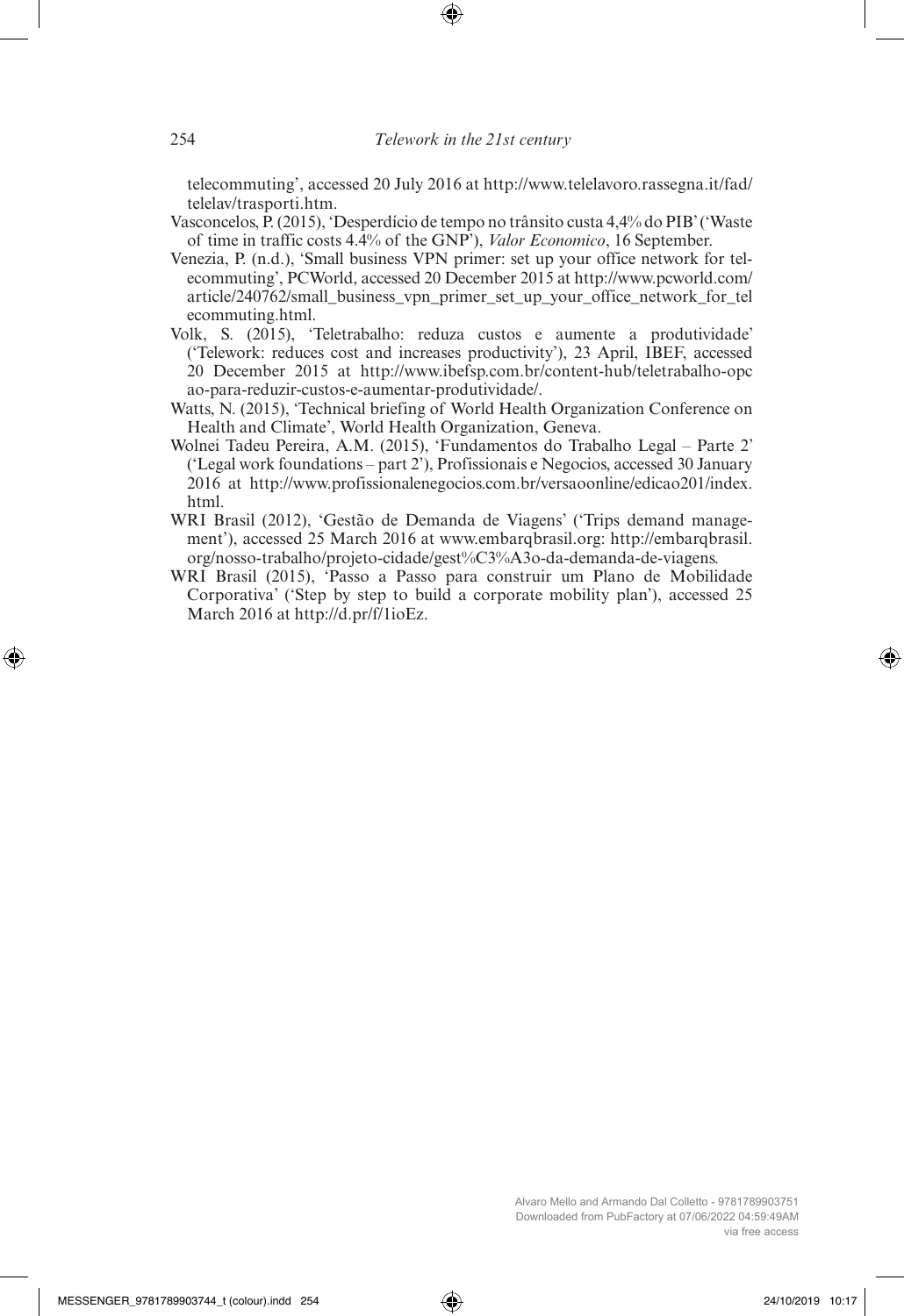telecommuting', accessed 20 July 2016 at http://www.telelavoro.rassegna.it/fad/telelav/trasporti.htm.

Vasconcelos, P. (2015), 'Desperdício de tempo no trânsito custa 4,4% do PIB' ('Waste of time in traffic costs 4.4% of the GNP'), *Valor Economico*, 16 September.

Venezia, P. (n.d.), 'Small business VPN primer: set up your office network for telecommuting', PCWorld, accessed 20 December 2015 at http://www.pcworld.com/article/240762/small_business_vpn_primer_set_up_your_office_network_for_telecommuting.html.

Volk, S. (2015), 'Teletrabalho: reduza custos e aumente a produtividade' ('Telework: reduces cost and increases productivity'), 23 April, IBEF, accessed 20 December 2015 at http://www.ibefsp.com.br/content-hub/teletrabalho-opcao-para-reduzir-custos-e-aumentar-produtividade/.

Watts, N. (2015), 'Technical briefing of World Health Organization Conference on Health and Climate', World Health Organization, Geneva.

Wolnei Tadeu Pereira, A.M. (2015), 'Fundamentos do Trabalho Legal – Parte 2' ('Legal work foundations – part 2'), Profissionais e Negocios, accessed 30 January 2016 at http://www.profissionalenegocios.com.br/versaoonline/edicao201/index.html.

WRI Brasil (2012), 'Gestão de Demanda de Viagens' ('Trips demand management'), accessed 25 March 2016 at www.embarqbrasil.org: http://embarqbrasil.org/nosso-trabalho/projeto-cidade/gest%C3%A3o-da-demanda-de-viagens.

WRI Brasil (2015), 'Passo a Passo para construir um Plano de Mobilidade Corporativa' ('Step by step to build a corporate mobility plan'), accessed 25 March 2016 at http://d.pr/f/1ioEz.